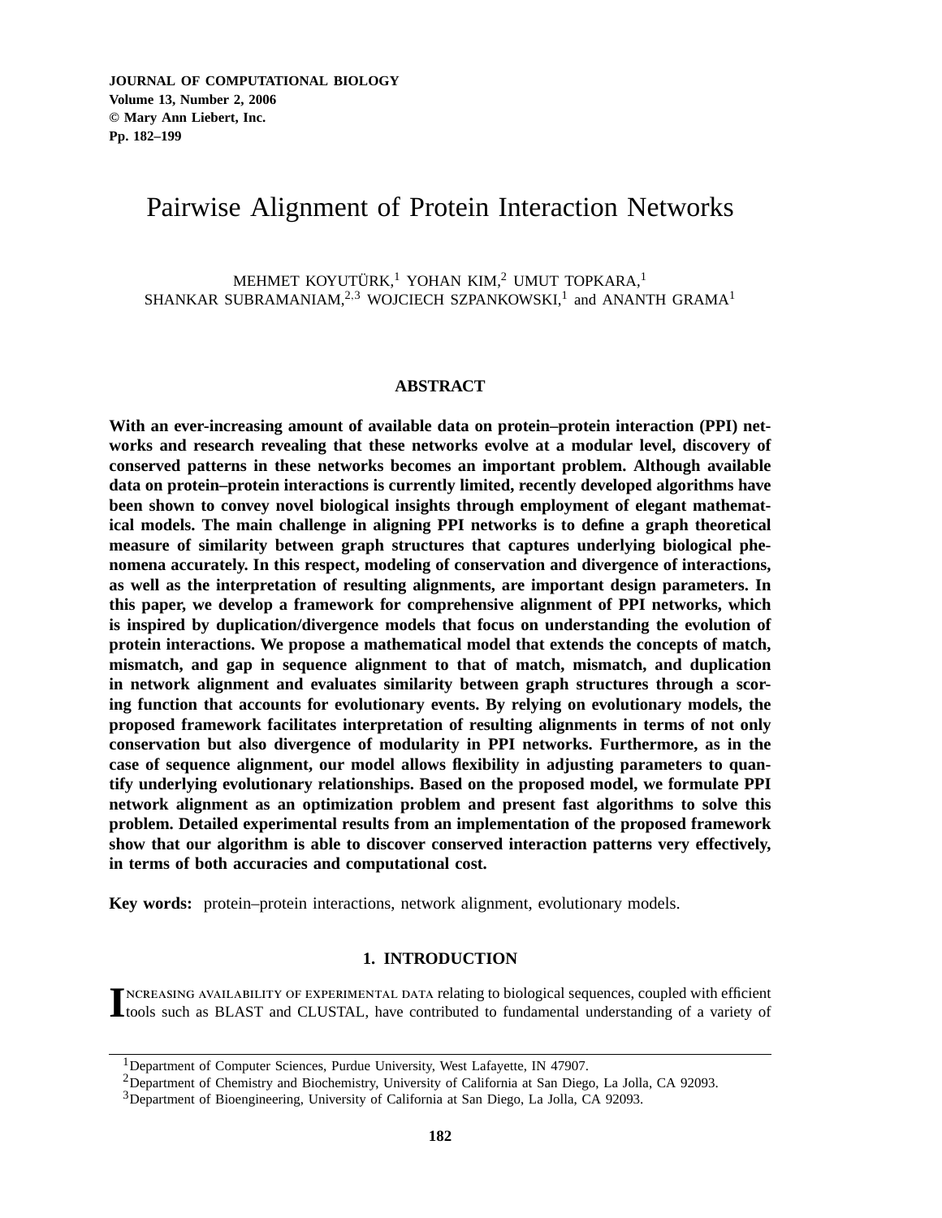# Pairwise Alignment of Protein Interaction Networks

MEHMET KOYUTÜRK,[1] YOHAN KIM,[2] UMUT TOPKARA,[1]
SHANKAR SUBRAMANIAM,[2,3] WOJCIECH SZPANKOWSKI,[1] and ANANTH GRAMA[1]

## ABSTRACT

**With an ever-increasing amount of available data on protein–protein interaction (PPI) networks and research revealing that these networks evolve at a modular level, discovery of conserved patterns in these networks becomes an important problem. Although available data on protein–protein interactions is currently limited, recently developed algorithms have been shown to convey novel biological insights through employment of elegant mathematical models. The main challenge in aligning PPI networks is to define a graph theoretical measure of similarity between graph structures that captures underlying biological phenomena accurately. In this respect, modeling of conservation and divergence of interactions, as well as the interpretation of resulting alignments, are important design parameters. In this paper, we develop a framework for comprehensive alignment of PPI networks, which is inspired by duplication/divergence models that focus on understanding the evolution of protein interactions. We propose a mathematical model that extends the concepts of match, mismatch, and gap in sequence alignment to that of match, mismatch, and duplication in network alignment and evaluates similarity between graph structures through a scoring function that accounts for evolutionary events. By relying on evolutionary models, the proposed framework facilitates interpretation of resulting alignments in terms of not only conservation but also divergence of modularity in PPI networks. Furthermore, as in the case of sequence alignment, our model allows flexibility in adjusting parameters to quantify underlying evolutionary relationships. Based on the proposed model, we formulate PPI network alignment as an optimization problem and present fast algorithms to solve this problem. Detailed experimental results from an implementation of the proposed framework show that our algorithm is able to discover conserved interaction patterns very effectively, in terms of both accuracies and computational cost.**

**Key words:** protein–protein interactions, network alignment, evolutionary models.

## 1. INTRODUCTION

Increasing availability of experimental data relating to biological sequences, coupled with efficient tools such as BLAST and CLUSTAL, have contributed to fundamental understanding of a variety of

[1]Department of Computer Sciences, Purdue University, West Lafayette, IN 47907.
[2]Department of Chemistry and Biochemistry, University of California at San Diego, La Jolla, CA 92093.
[3]Department of Bioengineering, University of California at San Diego, La Jolla, CA 92093.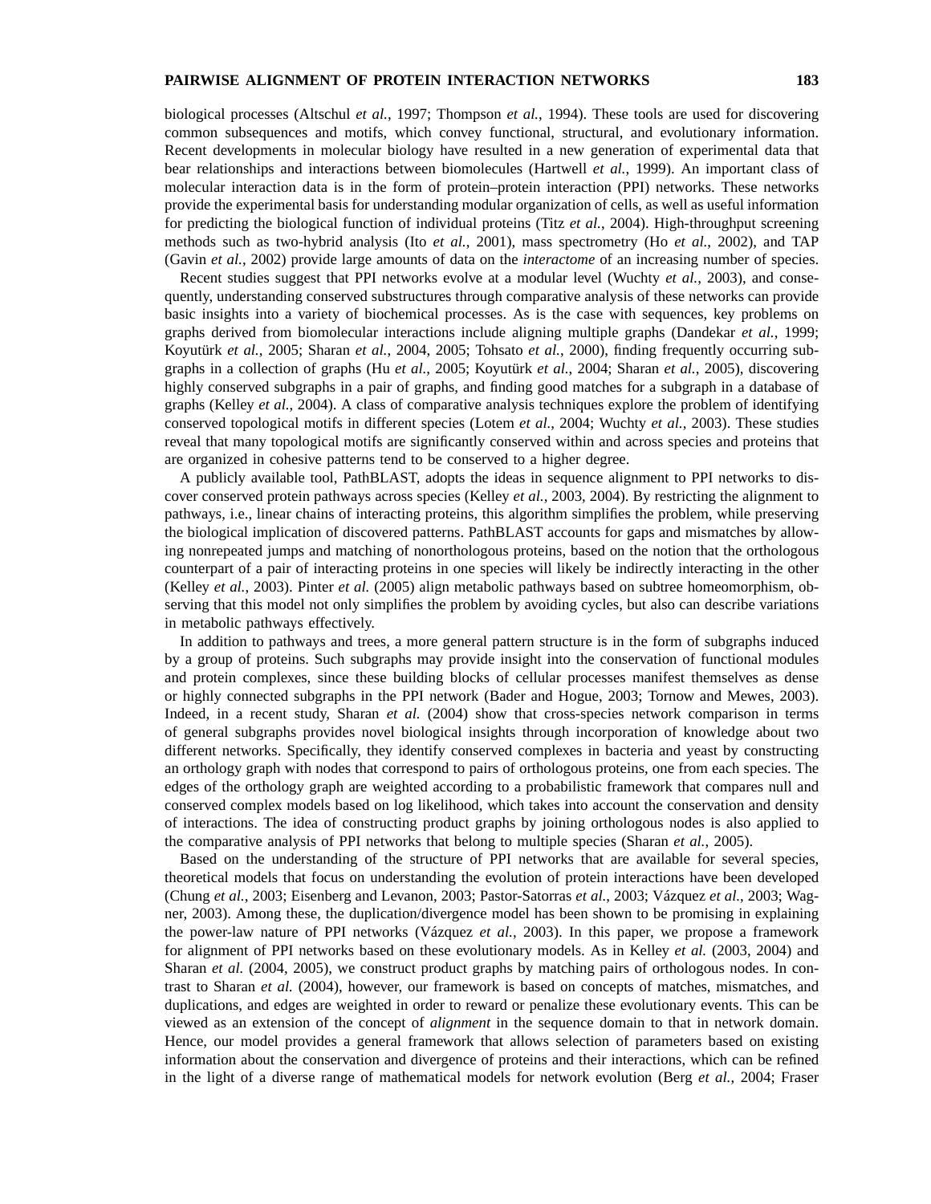biological processes (Altschul *et al.*, 1997; Thompson *et al.*, 1994). These tools are used for discovering common subsequences and motifs, which convey functional, structural, and evolutionary information. Recent developments in molecular biology have resulted in a new generation of experimental data that bear relationships and interactions between biomolecules (Hartwell *et al.*, 1999). An important class of molecular interaction data is in the form of protein–protein interaction (PPI) networks. These networks provide the experimental basis for understanding modular organization of cells, as well as useful information for predicting the biological function of individual proteins (Titz *et al.*, 2004). High-throughput screening methods such as two-hybrid analysis (Ito *et al.*, 2001), mass spectrometry (Ho *et al.*, 2002), and TAP (Gavin *et al.*, 2002) provide large amounts of data on the *interactome* of an increasing number of species.

Recent studies suggest that PPI networks evolve at a modular level (Wuchty *et al.*, 2003), and consequently, understanding conserved substructures through comparative analysis of these networks can provide basic insights into a variety of biochemical processes. As is the case with sequences, key problems on graphs derived from biomolecular interactions include aligning multiple graphs (Dandekar *et al.*, 1999; Koyutürk *et al.*, 2005; Sharan *et al.*, 2004, 2005; Tohsato *et al.*, 2000), finding frequently occurring subgraphs in a collection of graphs (Hu *et al.*, 2005; Koyutürk *et al.*, 2004; Sharan *et al.*, 2005), discovering highly conserved subgraphs in a pair of graphs, and finding good matches for a subgraph in a database of graphs (Kelley *et al.*, 2004). A class of comparative analysis techniques explore the problem of identifying conserved topological motifs in different species (Lotem *et al.*, 2004; Wuchty *et al.*, 2003). These studies reveal that many topological motifs are significantly conserved within and across species and proteins that are organized in cohesive patterns tend to be conserved to a higher degree.

A publicly available tool, PathBLAST, adopts the ideas in sequence alignment to PPI networks to discover conserved protein pathways across species (Kelley *et al.*, 2003, 2004). By restricting the alignment to pathways, i.e., linear chains of interacting proteins, this algorithm simplifies the problem, while preserving the biological implication of discovered patterns. PathBLAST accounts for gaps and mismatches by allowing nonrepeated jumps and matching of nonorthologous proteins, based on the notion that the orthologous counterpart of a pair of interacting proteins in one species will likely be indirectly interacting in the other (Kelley *et al.*, 2003). Pinter *et al.* (2005) align metabolic pathways based on subtree homeomorphism, observing that this model not only simplifies the problem by avoiding cycles, but also can describe variations in metabolic pathways effectively.

In addition to pathways and trees, a more general pattern structure is in the form of subgraphs induced by a group of proteins. Such subgraphs may provide insight into the conservation of functional modules and protein complexes, since these building blocks of cellular processes manifest themselves as dense or highly connected subgraphs in the PPI network (Bader and Hogue, 2003; Tornow and Mewes, 2003). Indeed, in a recent study, Sharan *et al.* (2004) show that cross-species network comparison in terms of general subgraphs provides novel biological insights through incorporation of knowledge about two different networks. Specifically, they identify conserved complexes in bacteria and yeast by constructing an orthology graph with nodes that correspond to pairs of orthologous proteins, one from each species. The edges of the orthology graph are weighted according to a probabilistic framework that compares null and conserved complex models based on log likelihood, which takes into account the conservation and density of interactions. The idea of constructing product graphs by joining orthologous nodes is also applied to the comparative analysis of PPI networks that belong to multiple species (Sharan *et al.*, 2005).

Based on the understanding of the structure of PPI networks that are available for several species, theoretical models that focus on understanding the evolution of protein interactions have been developed (Chung *et al.*, 2003; Eisenberg and Levanon, 2003; Pastor-Satorras *et al.*, 2003; Vázquez *et al.*, 2003; Wagner, 2003). Among these, the duplication/divergence model has been shown to be promising in explaining the power-law nature of PPI networks (Vázquez *et al.*, 2003). In this paper, we propose a framework for alignment of PPI networks based on these evolutionary models. As in Kelley *et al.* (2003, 2004) and Sharan *et al.* (2004, 2005), we construct product graphs by matching pairs of orthologous nodes. In contrast to Sharan *et al.* (2004), however, our framework is based on concepts of matches, mismatches, and duplications, and edges are weighted in order to reward or penalize these evolutionary events. This can be viewed as an extension of the concept of *alignment* in the sequence domain to that in network domain. Hence, our model provides a general framework that allows selection of parameters based on existing information about the conservation and divergence of proteins and their interactions, which can be refined in the light of a diverse range of mathematical models for network evolution (Berg *et al.*, 2004; Fraser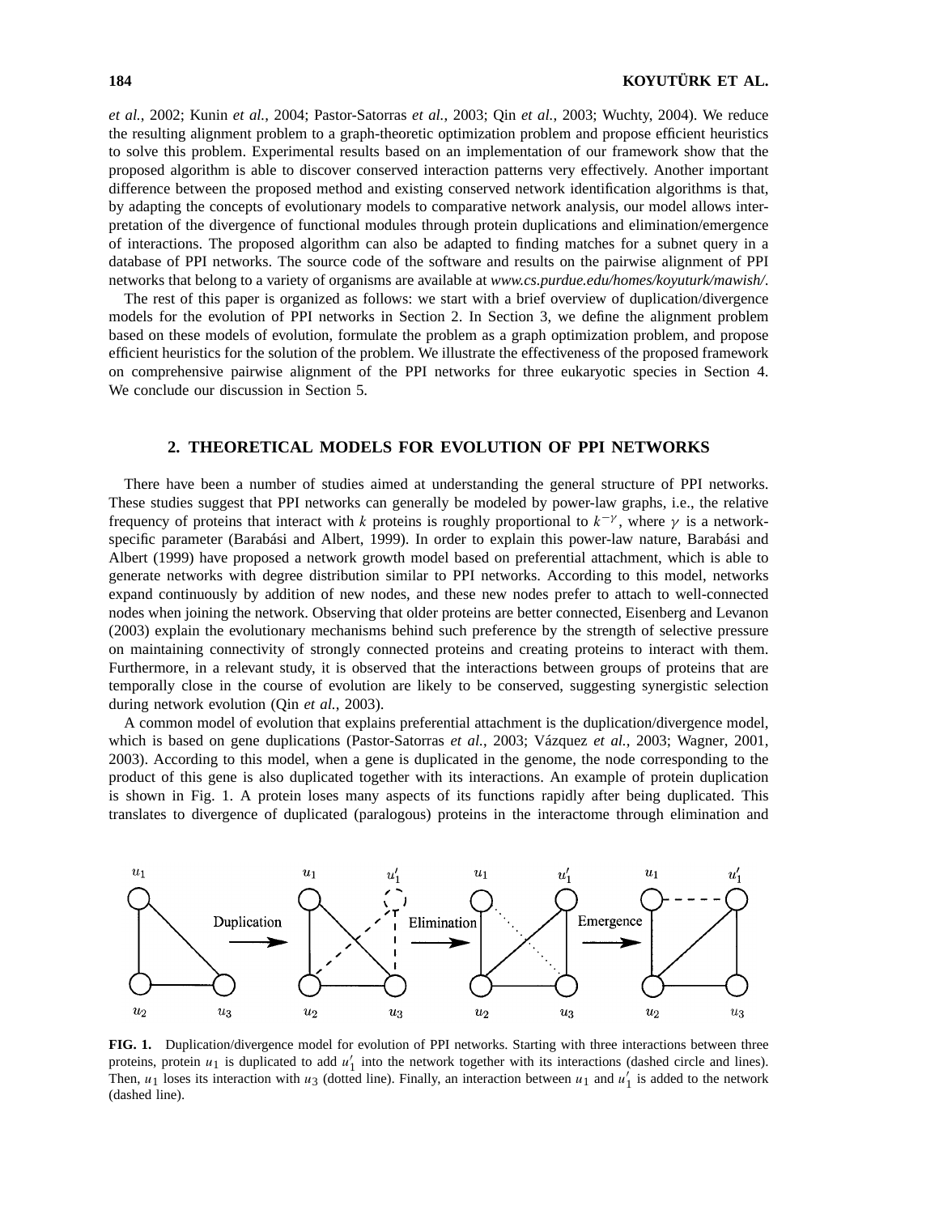*et al.*, 2002; Kunin *et al.*, 2004; Pastor-Satorras *et al.*, 2003; Qin *et al.*, 2003; Wuchty, 2004). We reduce the resulting alignment problem to a graph-theoretic optimization problem and propose efficient heuristics to solve this problem. Experimental results based on an implementation of our framework show that the proposed algorithm is able to discover conserved interaction patterns very effectively. Another important difference between the proposed method and existing conserved network identification algorithms is that, by adapting the concepts of evolutionary models to comparative network analysis, our model allows interpretation of the divergence of functional modules through protein duplications and elimination/emergence of interactions. The proposed algorithm can also be adapted to finding matches for a subnet query in a database of PPI networks. The source code of the software and results on the pairwise alignment of PPI networks that belong to a variety of organisms are available at *www.cs.purdue.edu/homes/koyuturk/mawish/*.

The rest of this paper is organized as follows: we start with a brief overview of duplication/divergence models for the evolution of PPI networks in Section 2. In Section 3, we define the alignment problem based on these models of evolution, formulate the problem as a graph optimization problem, and propose efficient heuristics for the solution of the problem. We illustrate the effectiveness of the proposed framework on comprehensive pairwise alignment of the PPI networks for three eukaryotic species in Section 4. We conclude our discussion in Section 5.

## 2. THEORETICAL MODELS FOR EVOLUTION OF PPI NETWORKS

There have been a number of studies aimed at understanding the general structure of PPI networks. These studies suggest that PPI networks can generally be modeled by power-law graphs, i.e., the relative frequency of proteins that interact with $k$ proteins is roughly proportional to $k^{-\gamma}$, where $\gamma$ is a network-specific parameter (Barabási and Albert, 1999). In order to explain this power-law nature, Barabási and Albert (1999) have proposed a network growth model based on preferential attachment, which is able to generate networks with degree distribution similar to PPI networks. According to this model, networks expand continuously by addition of new nodes, and these new nodes prefer to attach to well-connected nodes when joining the network. Observing that older proteins are better connected, Eisenberg and Levanon (2003) explain the evolutionary mechanisms behind such preference by the strength of selective pressure on maintaining connectivity of strongly connected proteins and creating proteins to interact with them. Furthermore, in a relevant study, it is observed that the interactions between groups of proteins that are temporally close in the course of evolution are likely to be conserved, suggesting synergistic selection during network evolution (Qin *et al.*, 2003).

A common model of evolution that explains preferential attachment is the duplication/divergence model, which is based on gene duplications (Pastor-Satorras *et al.*, 2003; Vázquez *et al.*, 2003; Wagner, 2001, 2003). According to this model, when a gene is duplicated in the genome, the node corresponding to the product of this gene is also duplicated together with its interactions. An example of protein duplication is shown in Fig. 1. A protein loses many aspects of its functions rapidly after being duplicated. This translates to divergence of duplicated (paralogous) proteins in the interactome through elimination and

$u_1$ $u_2$ $u_3$ Duplication $u_1$ $u_1'$ $u_2$ $u_3$ Elimination $u_1$ $u_1'$ $u_2$ $u_3$ Emergence $u_1$ $u_1'$ $u_2$ $u_3$

**FIG. 1.** Duplication/divergence model for evolution of PPI networks. Starting with three interactions between three proteins, protein $u_1$ is duplicated to add $u_1'$ into the network together with its interactions (dashed circle and lines). Then, $u_1$ loses its interaction with $u_3$ (dotted line). Finally, an interaction between $u_1$ and $u_1'$ is added to the network (dashed line).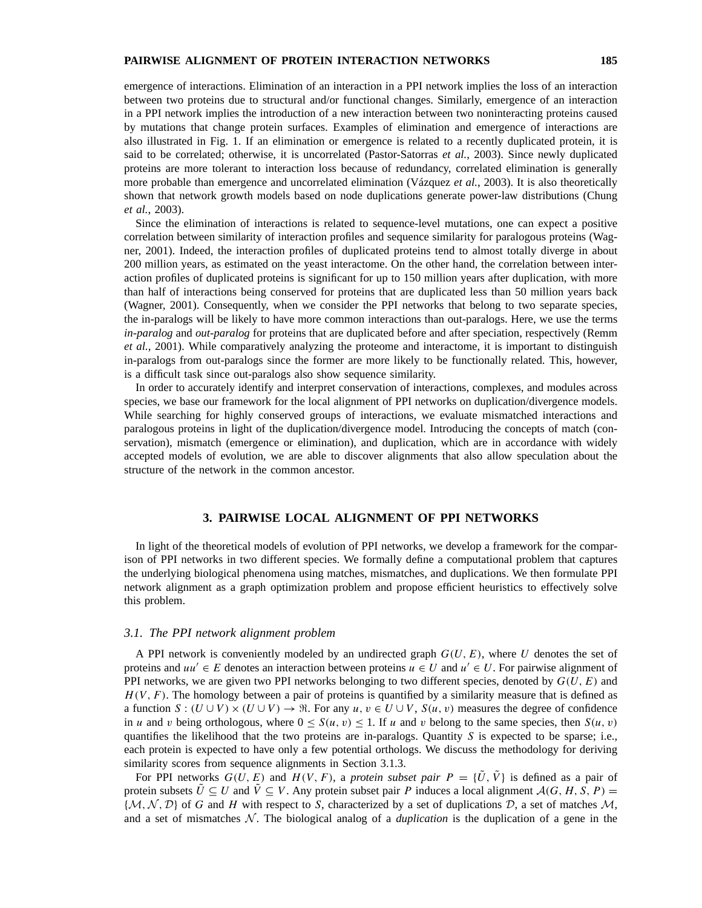emergence of interactions. Elimination of an interaction in a PPI network implies the loss of an interaction between two proteins due to structural and/or functional changes. Similarly, emergence of an interaction in a PPI network implies the introduction of a new interaction between two noninteracting proteins caused by mutations that change protein surfaces. Examples of elimination and emergence of interactions are also illustrated in Fig. 1. If an elimination or emergence is related to a recently duplicated protein, it is said to be correlated; otherwise, it is uncorrelated (Pastor-Satorras *et al.*, 2003). Since newly duplicated proteins are more tolerant to interaction loss because of redundancy, correlated elimination is generally more probable than emergence and uncorrelated elimination (Vázquez *et al.*, 2003). It is also theoretically shown that network growth models based on node duplications generate power-law distributions (Chung *et al.*, 2003).

Since the elimination of interactions is related to sequence-level mutations, one can expect a positive correlation between similarity of interaction profiles and sequence similarity for paralogous proteins (Wagner, 2001). Indeed, the interaction profiles of duplicated proteins tend to almost totally diverge in about 200 million years, as estimated on the yeast interactome. On the other hand, the correlation between interaction profiles of duplicated proteins is significant for up to 150 million years after duplication, with more than half of interactions being conserved for proteins that are duplicated less than 50 million years back (Wagner, 2001). Consequently, when we consider the PPI networks that belong to two separate species, the in-paralogs will be likely to have more common interactions than out-paralogs. Here, we use the terms *in-paralog* and *out-paralog* for proteins that are duplicated before and after speciation, respectively (Remm *et al.*, 2001). While comparatively analyzing the proteome and interactome, it is important to distinguish in-paralogs from out-paralogs since the former are more likely to be functionally related. This, however, is a difficult task since out-paralogs also show sequence similarity.

In order to accurately identify and interpret conservation of interactions, complexes, and modules across species, we base our framework for the local alignment of PPI networks on duplication/divergence models. While searching for highly conserved groups of interactions, we evaluate mismatched interactions and paralogous proteins in light of the duplication/divergence model. Introducing the concepts of match (conservation), mismatch (emergence or elimination), and duplication, which are in accordance with widely accepted models of evolution, we are able to discover alignments that also allow speculation about the structure of the network in the common ancestor.

## 3. PAIRWISE LOCAL ALIGNMENT OF PPI NETWORKS

In light of the theoretical models of evolution of PPI networks, we develop a framework for the comparison of PPI networks in two different species. We formally define a computational problem that captures the underlying biological phenomena using matches, mismatches, and duplications. We then formulate PPI network alignment as a graph optimization problem and propose efficient heuristics to effectively solve this problem.

### *3.1. The PPI network alignment problem*

A PPI network is conveniently modeled by an undirected graph $G(U, E)$, where $U$ denotes the set of proteins and $uu' \in E$ denotes an interaction between proteins $u \in U$ and $u' \in U$. For pairwise alignment of PPI networks, we are given two PPI networks belonging to two different species, denoted by $G(U, E)$ and $H(V, F)$. The homology between a pair of proteins is quantified by a similarity measure that is defined as a function $S : (U \cup V) \times (U \cup V) \rightarrow \Re$. For any $u, v \in U \cup V$, $S(u, v)$ measures the degree of confidence in $u$ and $v$ being orthologous, where $0 \leq S(u, v) \leq 1$. If $u$ and $v$ belong to the same species, then $S(u, v)$ quantifies the likelihood that the two proteins are in-paralogs. Quantity $S$ is expected to be sparse; i.e., each protein is expected to have only a few potential orthologs. We discuss the methodology for deriving similarity scores from sequence alignments in Section 3.1.3.

For PPI networks $G(U, E)$ and $H(V, F)$, a *protein subset pair* $P = \{\tilde{U}, \tilde{V}\}$ is defined as a pair of protein subsets $\tilde{U} \subseteq U$ and $\tilde{V} \subseteq V$. Any protein subset pair $P$ induces a local alignment $\mathcal{A}(G, H, S, P) = \{\mathcal{M}, \mathcal{N}, \mathcal{D}\}$ of $G$ and $H$ with respect to $S$, characterized by a set of duplications $\mathcal{D}$, a set of matches $\mathcal{M}$, and a set of mismatches $\mathcal{N}$. The biological analog of a *duplication* is the duplication of a gene in the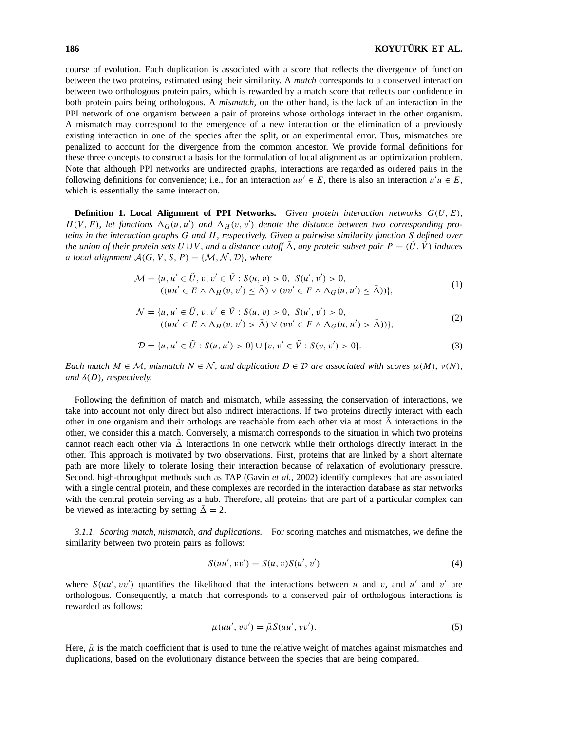course of evolution. Each duplication is associated with a score that reflects the divergence of function between the two proteins, estimated using their similarity. A *match* corresponds to a conserved interaction between two orthologous protein pairs, which is rewarded by a match score that reflects our confidence in both protein pairs being orthologous. A *mismatch*, on the other hand, is the lack of an interaction in the PPI network of one organism between a pair of proteins whose orthologs interact in the other organism. A mismatch may correspond to the emergence of a new interaction or the elimination of a previously existing interaction in one of the species after the split, or an experimental error. Thus, mismatches are penalized to account for the divergence from the common ancestor. We provide formal definitions for these three concepts to construct a basis for the formulation of local alignment as an optimization problem. Note that although PPI networks are undirected graphs, interactions are regarded as ordered pairs in the following definitions for convenience; i.e., for an interaction $uu' \in E$, there is also an interaction $u'u \in E$, which is essentially the same interaction.

**Definition 1. Local Alignment of PPI Networks.** *Given protein interaction networks $G(U, E)$, $H(V, F)$, let functions $\Delta_G(u, u')$ and $\Delta_H(v, v')$ denote the distance between two corresponding proteins in the interaction graphs $G$ and $H$, respectively. Given a pairwise similarity function $S$ defined over the union of their protein sets $U \cup V$, and a distance cutoff $\bar{\Delta}$, any protein subset pair $P = (\tilde{U}, \tilde{V})$ induces a local alignment $\mathcal{A}(G, V, S, P) = \{\mathcal{M}, \mathcal{N}, \mathcal{D}\}$, where*

$$\mathcal{M} = \{u, u' \in \tilde{U}, v, v' \in \tilde{V} : S(u, v) > 0,\ S(u', v') > 0, \\ ((uu' \in E \wedge \Delta_H(v, v') \leq \bar{\Delta}) \vee (vv' \in F \wedge \Delta_G(u, u') \leq \bar{\Delta}))\}, \tag{1}$$

$$\mathcal{N} = \{u, u' \in \tilde{U}, v, v' \in \tilde{V} : S(u, v) > 0,\ S(u', v') > 0, \\ ((uu' \in E \wedge \Delta_H(v, v') > \bar{\Delta}) \vee (vv' \in F \wedge \Delta_G(u, u') > \bar{\Delta}))\}, \tag{2}$$

$$\mathcal{D} = \{u, u' \in \tilde{U} : S(u, u') > 0\} \cup \{v, v' \in \tilde{V} : S(v, v') > 0\}. \tag{3}$$

*Each match $M \in \mathcal{M}$, mismatch $N \in \mathcal{N}$, and duplication $D \in \mathcal{D}$ are associated with scores $\mu(M)$, $\nu(N)$, and $\delta(D)$, respectively.*

Following the definition of match and mismatch, while assessing the conservation of interactions, we take into account not only direct but also indirect interactions. If two proteins directly interact with each other in one organism and their orthologs are reachable from each other via at most $\bar{\Delta}$ interactions in the other, we consider this a match. Conversely, a mismatch corresponds to the situation in which two proteins cannot reach each other via $\bar{\Delta}$ interactions in one network while their orthologs directly interact in the other. This approach is motivated by two observations. First, proteins that are linked by a short alternate path are more likely to tolerate losing their interaction because of relaxation of evolutionary pressure. Second, high-throughput methods such as TAP (Gavin *et al.*, 2002) identify complexes that are associated with a single central protein, and these complexes are recorded in the interaction database as star networks with the central protein serving as a hub. Therefore, all proteins that are part of a particular complex can be viewed as interacting by setting $\bar{\Delta} = 2$.

### 3.1.1. *Scoring match, mismatch, and duplications.*

For scoring matches and mismatches, we define the similarity between two protein pairs as follows:

$$S(uu', vv') = S(u, v)S(u', v') \tag{4}$$

where $S(uu', vv')$ quantifies the likelihood that the interactions between $u$ and $v$, and $u'$ and $v'$ are orthologous. Consequently, a match that corresponds to a conserved pair of orthologous interactions is rewarded as follows:

$$\mu(uu', vv') = \bar{\mu} S(uu', vv'). \tag{5}$$

Here, $\bar{\mu}$ is the match coefficient that is used to tune the relative weight of matches against mismatches and duplications, based on the evolutionary distance between the species that are being compared.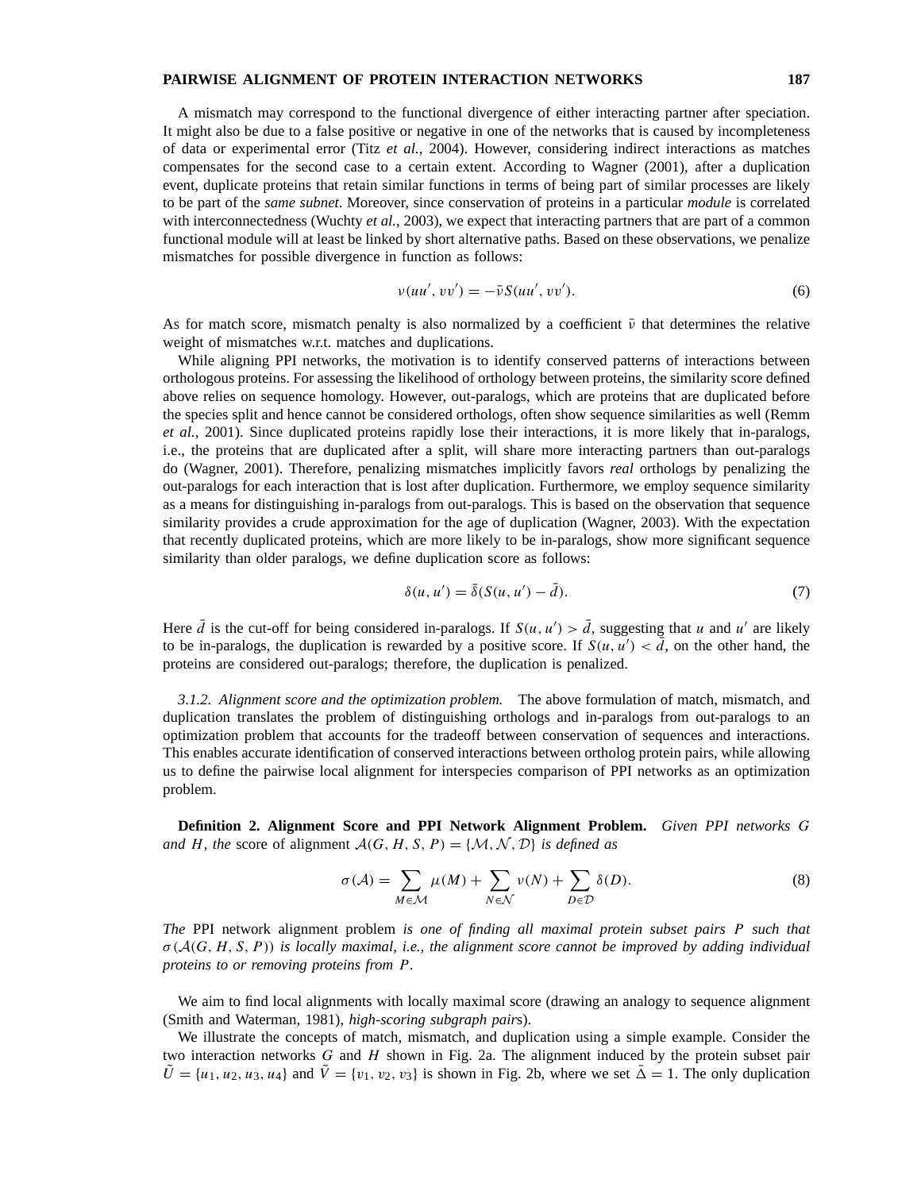A mismatch may correspond to the functional divergence of either interacting partner after speciation. It might also be due to a false positive or negative in one of the networks that is caused by incompleteness of data or experimental error (Titz *et al.*, 2004). However, considering indirect interactions as matches compensates for the second case to a certain extent. According to Wagner (2001), after a duplication event, duplicate proteins that retain similar functions in terms of being part of similar processes are likely to be part of the *same subnet*. Moreover, since conservation of proteins in a particular *module* is correlated with interconnectedness (Wuchty *et al.*, 2003), we expect that interacting partners that are part of a common functional module will at least be linked by short alternative paths. Based on these observations, we penalize mismatches for possible divergence in function as follows:

$$\nu(uu', vv') = -\bar{\nu} S(uu', vv'). \tag{6}$$

As for match score, mismatch penalty is also normalized by a coefficient $\bar{\nu}$ that determines the relative weight of mismatches w.r.t. matches and duplications.

While aligning PPI networks, the motivation is to identify conserved patterns of interactions between orthologous proteins. For assessing the likelihood of orthology between proteins, the similarity score defined above relies on sequence homology. However, out-paralogs, which are proteins that are duplicated before the species split and hence cannot be considered orthologs, often show sequence similarities as well (Remm *et al.*, 2001). Since duplicated proteins rapidly lose their interactions, it is more likely that in-paralogs, i.e., the proteins that are duplicated after a split, will share more interacting partners than out-paralogs do (Wagner, 2001). Therefore, penalizing mismatches implicitly favors *real* orthologs by penalizing the out-paralogs for each interaction that is lost after duplication. Furthermore, we employ sequence similarity as a means for distinguishing in-paralogs from out-paralogs. This is based on the observation that sequence similarity provides a crude approximation for the age of duplication (Wagner, 2003). With the expectation that recently duplicated proteins, which are more likely to be in-paralogs, show more significant sequence similarity than older paralogs, we define duplication score as follows:

$$\delta(u, u') = \bar{\delta}(S(u, u') - \bar{d}). \tag{7}$$

Here $\bar{d}$ is the cut-off for being considered in-paralogs. If $S(u, u') > \bar{d}$, suggesting that $u$ and $u'$ are likely to be in-paralogs, the duplication is rewarded by a positive score. If $S(u, u') < \bar{d}$, on the other hand, the proteins are considered out-paralogs; therefore, the duplication is penalized.

*3.1.2. Alignment score and the optimization problem.* The above formulation of match, mismatch, and duplication translates the problem of distinguishing orthologs and in-paralogs from out-paralogs to an optimization problem that accounts for the tradeoff between conservation of sequences and interactions. This enables accurate identification of conserved interactions between ortholog protein pairs, while allowing us to define the pairwise local alignment for interspecies comparison of PPI networks as an optimization problem.

**Definition 2. Alignment Score and PPI Network Alignment Problem.** *Given PPI networks $G$ and $H$, the* score of alignment $\mathcal{A}(G, H, S, P) = \{\mathcal{M}, \mathcal{N}, \mathcal{D}\}$ *is defined as*

$$\sigma(\mathcal{A}) = \sum_{M \in \mathcal{M}} \mu(M) + \sum_{N \in \mathcal{N}} \nu(N) + \sum_{D \in \mathcal{D}} \delta(D). \tag{8}$$

*The* PPI network alignment problem *is one of finding all maximal protein subset pairs $P$ such that $\sigma(\mathcal{A}(G, H, S, P))$ is locally maximal, i.e., the alignment score cannot be improved by adding individual proteins to or removing proteins from $P$.*

We aim to find local alignments with locally maximal score (drawing an analogy to sequence alignment (Smith and Waterman, 1981), *high-scoring subgraph pair*s).

We illustrate the concepts of match, mismatch, and duplication using a simple example. Consider the two interaction networks $G$ and $H$ shown in Fig. 2a. The alignment induced by the protein subset pair $\tilde{U} = \{u_1, u_2, u_3, u_4\}$ and $\tilde{V} = \{v_1, v_2, v_3\}$ is shown in Fig. 2b, where we set $\bar{\Delta} = 1$. The only duplication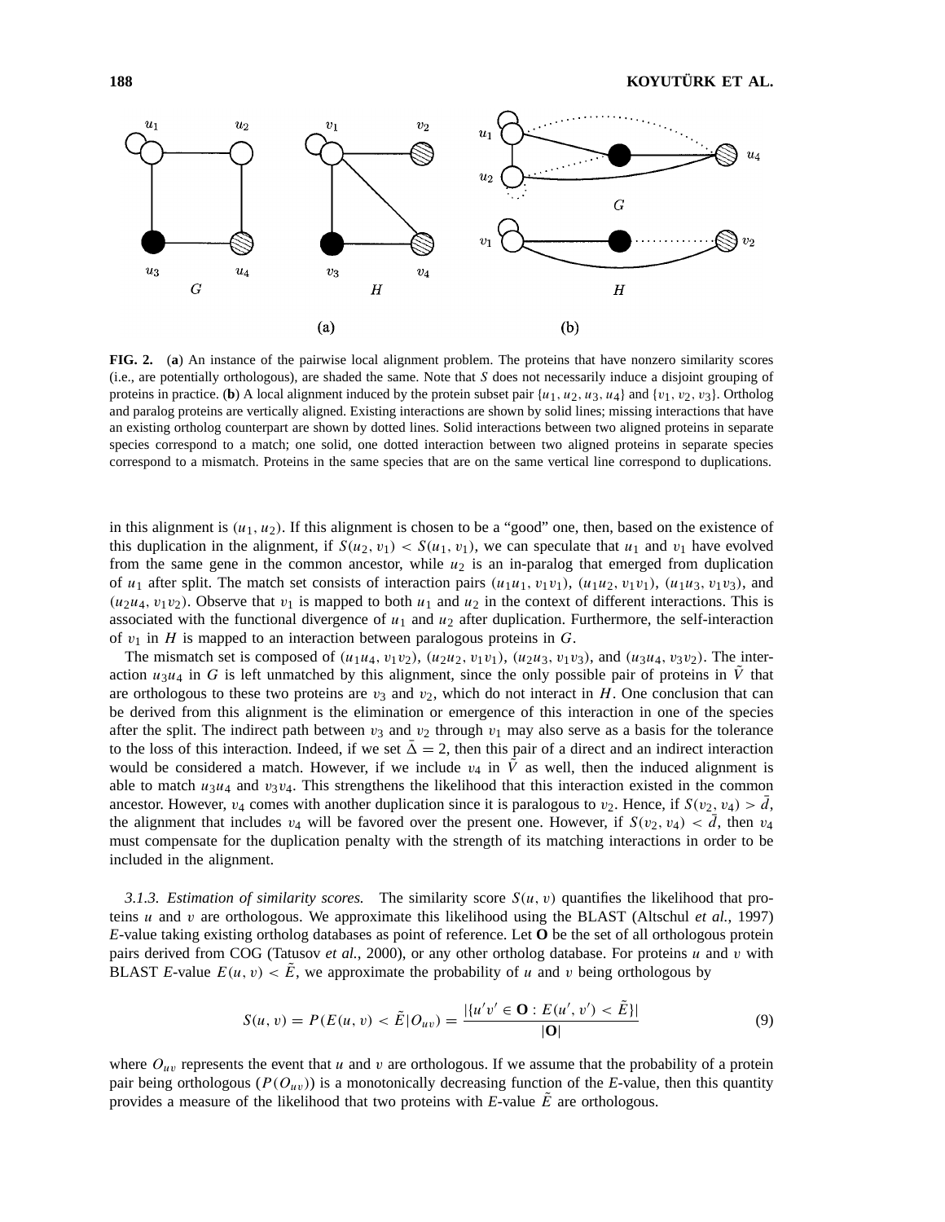FIG. 2. (**a**) An instance of the pairwise local alignment problem. The proteins that have nonzero similarity scores (i.e., are potentially orthologous), are shaded the same. Note that $S$ does not necessarily induce a disjoint grouping of proteins in practice. (**b**) A local alignment induced by the protein subset pair $\{u_1, u_2, u_3, u_4\}$ and $\{v_1, v_2, v_3\}$. Ortholog and paralog proteins are vertically aligned. Existing interactions are shown by solid lines; missing interactions that have an existing ortholog counterpart are shown by dotted lines. Solid interactions between two aligned proteins in separate species correspond to a match; one solid, one dotted interaction between two aligned proteins in separate species correspond to a mismatch. Proteins in the same species that are on the same vertical line correspond to duplications.

in this alignment is $(u_1, u_2)$. If this alignment is chosen to be a "good" one, then, based on the existence of this duplication in the alignment, if $S(u_2, v_1) < S(u_1, v_1)$, we can speculate that $u_1$ and $v_1$ have evolved from the same gene in the common ancestor, while $u_2$ is an in-paralog that emerged from duplication of $u_1$ after split. The match set consists of interaction pairs $(u_1u_1, v_1v_1)$, $(u_1u_2, v_1v_1)$, $(u_1u_3, v_1v_3)$, and $(u_2u_4, v_1v_2)$. Observe that $v_1$ is mapped to both $u_1$ and $u_2$ in the context of different interactions. This is associated with the functional divergence of $u_1$ and $u_2$ after duplication. Furthermore, the self-interaction of $v_1$ in $H$ is mapped to an interaction between paralogous proteins in $G$.

The mismatch set is composed of $(u_1u_4, v_1v_2)$, $(u_2u_2, v_1v_1)$, $(u_2u_3, v_1v_3)$, and $(u_3u_4, v_3v_2)$. The interaction $u_3u_4$ in $G$ is left unmatched by this alignment, since the only possible pair of proteins in $\tilde{V}$ that are orthologous to these two proteins are $v_3$ and $v_2$, which do not interact in $H$. One conclusion that can be derived from this alignment is the elimination or emergence of this interaction in one of the species after the split. The indirect path between $v_3$ and $v_2$ through $v_1$ may also serve as a basis for the tolerance to the loss of this interaction. Indeed, if we set $\bar{\Delta} = 2$, then this pair of a direct and an indirect interaction would be considered a match. However, if we include $v_4$ in $\tilde{V}$ as well, then the induced alignment is able to match $u_3u_4$ and $v_3v_4$. This strengthens the likelihood that this interaction existed in the common ancestor. However, $v_4$ comes with another duplication since it is paralogous to $v_2$. Hence, if $S(v_2, v_4) > \bar{d}$, the alignment that includes $v_4$ will be favored over the present one. However, if $S(v_2, v_4) < \bar{d}$, then $v_4$ must compensate for the duplication penalty with the strength of its matching interactions in order to be included in the alignment.

*3.1.3. Estimation of similarity scores.* The similarity score $S(u, v)$ quantifies the likelihood that proteins $u$ and $v$ are orthologous. We approximate this likelihood using the BLAST (Altschul *et al.*, 1997) *E*-value taking existing ortholog databases as point of reference. Let $\mathbf{O}$ be the set of all orthologous protein pairs derived from COG (Tatusov *et al.*, 2000), or any other ortholog database. For proteins $u$ and $v$ with BLAST *E*-value $E(u, v) < \tilde{E}$, we approximate the probability of $u$ and $v$ being orthologous by

$$S(u, v) = P(E(u, v) < \tilde{E} | O_{uv}) = \frac{|\{u'v' \in \mathbf{O} : E(u', v') < \tilde{E}\}|}{|\mathbf{O}|} \tag{9}$$

where $O_{uv}$ represents the event that $u$ and $v$ are orthologous. If we assume that the probability of a protein pair being orthologous ($P(O_{uv})$) is a monotonically decreasing function of the *E*-value, then this quantity provides a measure of the likelihood that two proteins with *E*-value $\tilde{E}$ are orthologous.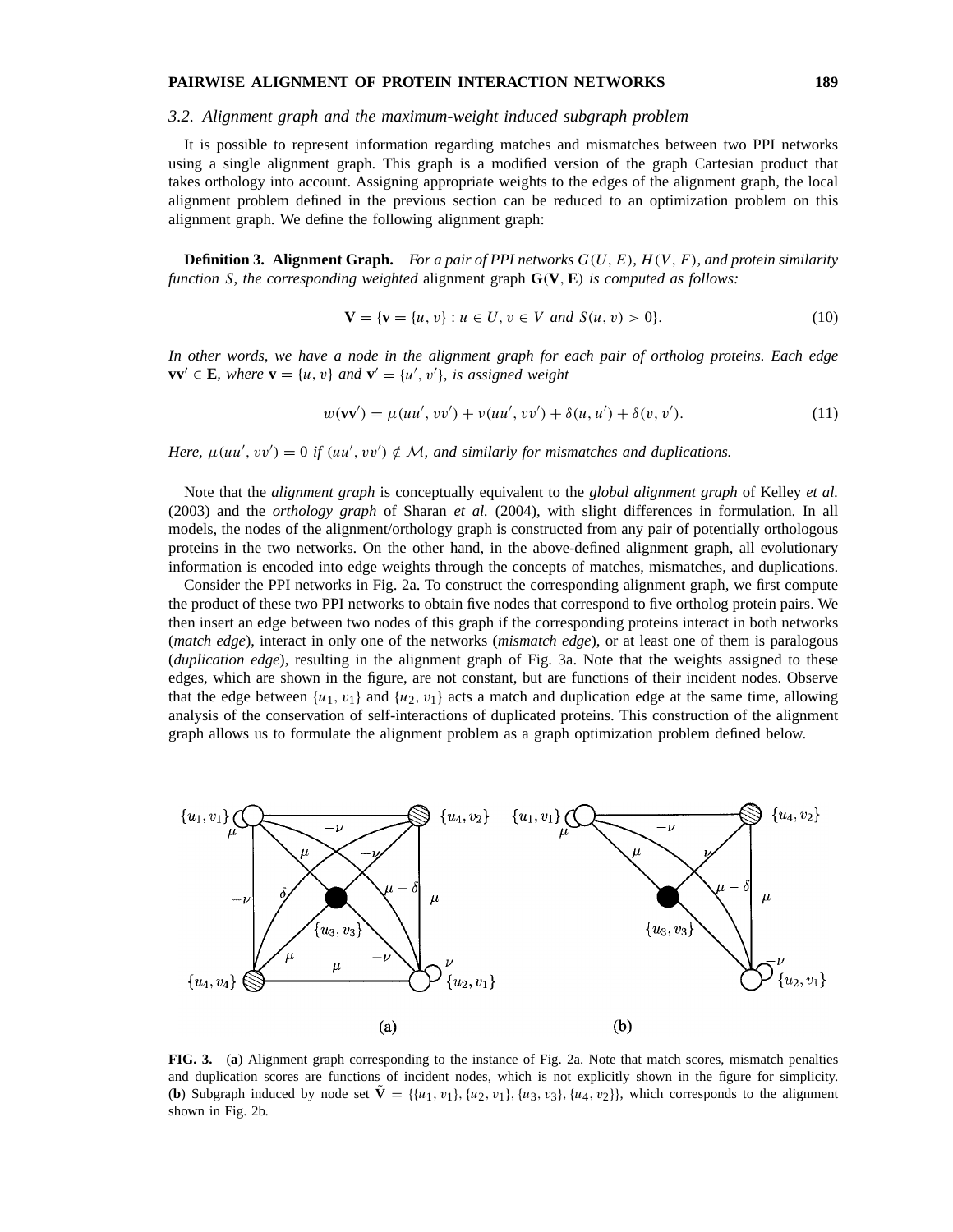### 3.2. Alignment graph and the maximum-weight induced subgraph problem

It is possible to represent information regarding matches and mismatches between two PPI networks using a single alignment graph. This graph is a modified version of the graph Cartesian product that takes orthology into account. Assigning appropriate weights to the edges of the alignment graph, the local alignment problem defined in the previous section can be reduced to an optimization problem on this alignment graph. We define the following alignment graph:

**Definition 3. Alignment Graph.** *For a pair of PPI networks $G(U, E)$, $H(V, F)$, and protein similarity function $S$, the corresponding weighted* alignment graph $\mathbf{G}(\mathbf{V}, \mathbf{E})$ *is computed as follows:*

$$\mathbf{V} = \{\mathbf{v} = \{u, v\} : u \in U, v \in V \text{ and } S(u, v) > 0\}. \tag{10}$$

*In other words, we have a node in the alignment graph for each pair of ortholog proteins. Each edge $\mathbf{v}\mathbf{v}' \in \mathbf{E}$, where $\mathbf{v} = \{u, v\}$ and $\mathbf{v}' = \{u', v'\}$, is assigned weight*

$$w(\mathbf{v}\mathbf{v}') = \mu(uu', vv') + \nu(uu', vv') + \delta(u, u') + \delta(v, v'). \tag{11}$$

*Here, $\mu(uu', vv') = 0$ if $(uu', vv') \notin \mathcal{M}$, and similarly for mismatches and duplications.*

Note that the *alignment graph* is conceptually equivalent to the *global alignment graph* of Kelley *et al.* (2003) and the *orthology graph* of Sharan *et al.* (2004), with slight differences in formulation. In all models, the nodes of the alignment/orthology graph is constructed from any pair of potentially orthologous proteins in the two networks. On the other hand, in the above-defined alignment graph, all evolutionary information is encoded into edge weights through the concepts of matches, mismatches, and duplications.

Consider the PPI networks in Fig. 2a. To construct the corresponding alignment graph, we first compute the product of these two PPI networks to obtain five nodes that correspond to five ortholog protein pairs. We then insert an edge between two nodes of this graph if the corresponding proteins interact in both networks (*match edge*), interact in only one of the networks (*mismatch edge*), or at least one of them is paralogous (*duplication edge*), resulting in the alignment graph of Fig. 3a. Note that the weights assigned to these edges, which are shown in the figure, are not constant, but are functions of their incident nodes. Observe that the edge between $\{u_1, v_1\}$ and $\{u_2, v_1\}$ acts a match and duplication edge at the same time, allowing analysis of the conservation of self-interactions of duplicated proteins. This construction of the alignment graph allows us to formulate the alignment problem as a graph optimization problem defined below.

**FIG. 3.** (**a**) Alignment graph corresponding to the instance of Fig. 2a. Note that match scores, mismatch penalties and duplication scores are functions of incident nodes, which is not explicitly shown in the figure for simplicity. (**b**) Subgraph induced by node set $\tilde{\mathbf{V}} = \{\{u_1, v_1\}, \{u_2, v_1\}, \{u_3, v_3\}, \{u_4, v_2\}\}$, which corresponds to the alignment shown in Fig. 2b.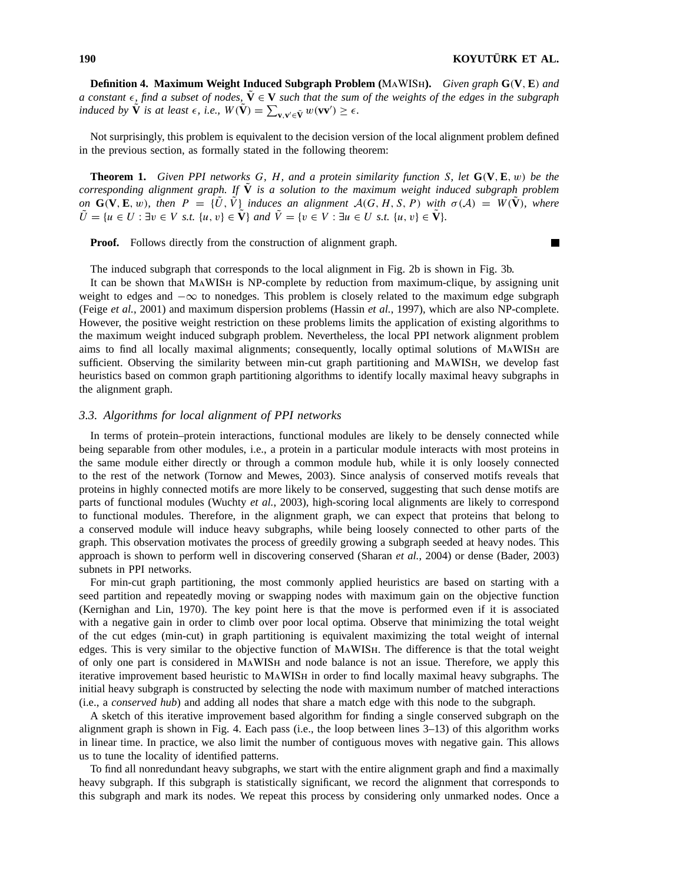**Definition 4. Maximum Weight Induced Subgraph Problem (MAWISH).** *Given graph* $\mathbf{G}(\mathbf{V}, \mathbf{E})$ *and a constant* $\epsilon$, *find a subset of nodes,* $\tilde{\mathbf{V}} \in \mathbf{V}$ *such that the sum of the weights of the edges in the subgraph induced by* $\tilde{\mathbf{V}}$ *is at least* $\epsilon$, *i.e.,* $W(\tilde{\mathbf{V}}) = \sum_{\mathbf{v}, \mathbf{v}' \in \tilde{\mathbf{V}}} w(\mathbf{v}\mathbf{v}') \geq \epsilon$.

Not surprisingly, this problem is equivalent to the decision version of the local alignment problem defined in the previous section, as formally stated in the following theorem:

**Theorem 1.** *Given PPI networks* $G$, $H$, *and a protein similarity function* $S$, *let* $\mathbf{G}(\mathbf{V}, \mathbf{E}, w)$ *be the corresponding alignment graph. If* $\tilde{\mathbf{V}}$ *is a solution to the maximum weight induced subgraph problem on* $\mathbf{G}(\mathbf{V}, \mathbf{E}, w)$, *then* $P = \{\tilde{U}, \tilde{V}\}$ *induces an alignment* $\mathcal{A}(G, H, S, P)$ *with* $\sigma(\mathcal{A}) = W(\tilde{\mathbf{V}})$, *where* $\tilde{U} = \{u \in U : \exists v \in V \text{ s.t. } \{u, v\} \in \tilde{\mathbf{V}}\}$ *and* $\tilde{V} = \{v \in V : \exists u \in U \text{ s.t. } \{u, v\} \in \tilde{\mathbf{V}}\}$.

**Proof.** Follows directly from the construction of alignment graph. ∎

The induced subgraph that corresponds to the local alignment in Fig. 2b is shown in Fig. 3b.

It can be shown that MAWISH is NP-complete by reduction from maximum-clique, by assigning unit weight to edges and $-\infty$ to nonedges. This problem is closely related to the maximum edge subgraph (Feige *et al.*, 2001) and maximum dispersion problems (Hassin *et al.*, 1997), which are also NP-complete. However, the positive weight restriction on these problems limits the application of existing algorithms to the maximum weight induced subgraph problem. Nevertheless, the local PPI network alignment problem aims to find all locally maximal alignments; consequently, locally optimal solutions of MAWISH are sufficient. Observing the similarity between min-cut graph partitioning and MAWISH, we develop fast heuristics based on common graph partitioning algorithms to identify locally maximal heavy subgraphs in the alignment graph.

### 3.3. Algorithms for local alignment of PPI networks

In terms of protein–protein interactions, functional modules are likely to be densely connected while being separable from other modules, i.e., a protein in a particular module interacts with most proteins in the same module either directly or through a common module hub, while it is only loosely connected to the rest of the network (Tornow and Mewes, 2003). Since analysis of conserved motifs reveals that proteins in highly connected motifs are more likely to be conserved, suggesting that such dense motifs are parts of functional modules (Wuchty *et al.*, 2003), high-scoring local alignments are likely to correspond to functional modules. Therefore, in the alignment graph, we can expect that proteins that belong to a conserved module will induce heavy subgraphs, while being loosely connected to other parts of the graph. This observation motivates the process of greedily growing a subgraph seeded at heavy nodes. This approach is shown to perform well in discovering conserved (Sharan *et al.*, 2004) or dense (Bader, 2003) subnets in PPI networks.

For min-cut graph partitioning, the most commonly applied heuristics are based on starting with a seed partition and repeatedly moving or swapping nodes with maximum gain on the objective function (Kernighan and Lin, 1970). The key point here is that the move is performed even if it is associated with a negative gain in order to climb over poor local optima. Observe that minimizing the total weight of the cut edges (min-cut) in graph partitioning is equivalent maximizing the total weight of internal edges. This is very similar to the objective function of MAWISH. The difference is that the total weight of only one part is considered in MAWISH and node balance is not an issue. Therefore, we apply this iterative improvement based heuristic to MAWISH in order to find locally maximal heavy subgraphs. The initial heavy subgraph is constructed by selecting the node with maximum number of matched interactions (i.e., a *conserved hub*) and adding all nodes that share a match edge with this node to the subgraph.

A sketch of this iterative improvement based algorithm for finding a single conserved subgraph on the alignment graph is shown in Fig. 4. Each pass (i.e., the loop between lines 3–13) of this algorithm works in linear time. In practice, we also limit the number of contiguous moves with negative gain. This allows us to tune the locality of identified patterns.

To find all nonredundant heavy subgraphs, we start with the entire alignment graph and find a maximally heavy subgraph. If this subgraph is statistically significant, we record the alignment that corresponds to this subgraph and mark its nodes. We repeat this process by considering only unmarked nodes. Once a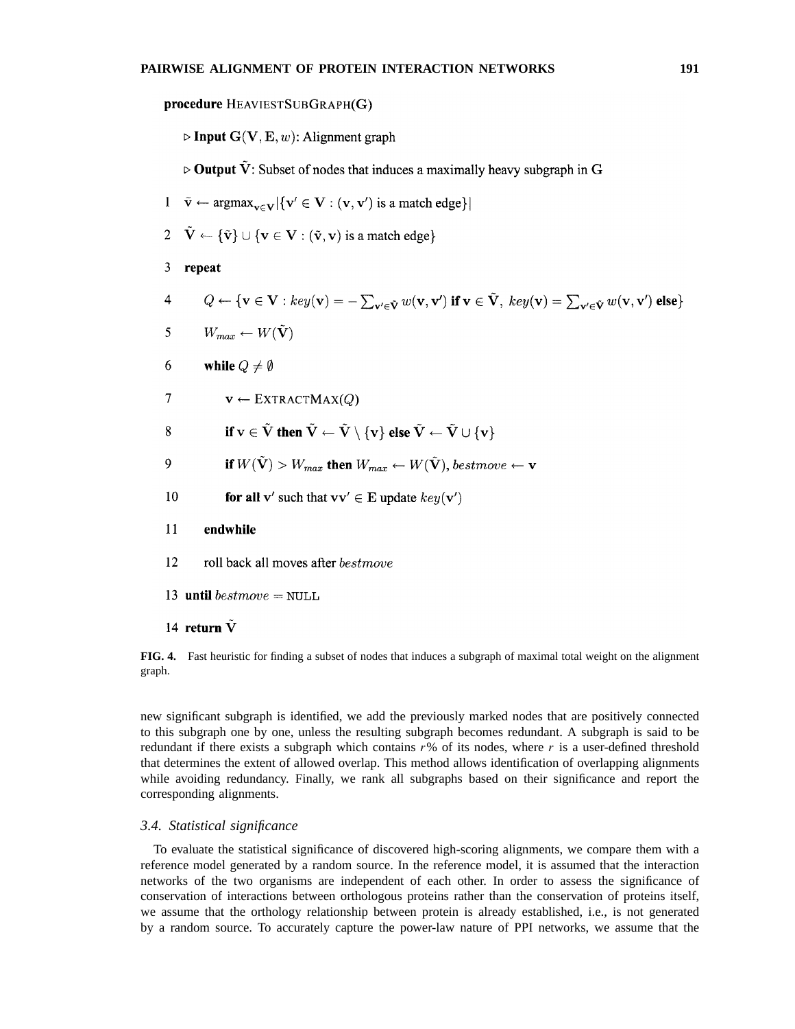**procedure** HEAVIESTSUBGRAPH($\mathbf{G}$)

```
▷ Input G(V, E, w): Alignment graph
▷ Output Ṽ: Subset of nodes that induces a maximally heavy subgraph in G
1  ṽ ← argmax_{v∈V} |{v' ∈ V : (v, v') is a match edge}|
2  Ṽ ← {ṽ} ∪ {v ∈ V : (ṽ, v) is a match edge}
3  repeat
4      Q ← {v ∈ V : key(v) = −Σ_{v'∈Ṽ} w(v, v') if v ∈ Ṽ, key(v) = Σ_{v'∈Ṽ} w(v, v') else}
5      W_max ← W(Ṽ)
6      while Q ≠ ∅
7          v ← EXTRACTMAX(Q)
8          if v ∈ Ṽ then Ṽ ← Ṽ \ {v} else Ṽ ← Ṽ ∪ {v}
9          if W(Ṽ) > W_max then W_max ← W(Ṽ), bestmove ← v
10         for all v' such that vv' ∈ E update key(v')
11     endwhile
12     roll back all moves after bestmove
13 until bestmove = NULL
14 return Ṽ
```

**FIG. 4.** Fast heuristic for finding a subset of nodes that induces a subgraph of maximal total weight on the alignment graph.

new significant subgraph is identified, we add the previously marked nodes that are positively connected to this subgraph one by one, unless the resulting subgraph becomes redundant. A subgraph is said to be redundant if there exists a subgraph which contains $r$% of its nodes, where $r$ is a user-defined threshold that determines the extent of allowed overlap. This method allows identification of overlapping alignments while avoiding redundancy. Finally, we rank all subgraphs based on their significance and report the corresponding alignments.

### *3.4. Statistical significance*

To evaluate the statistical significance of discovered high-scoring alignments, we compare them with a reference model generated by a random source. In the reference model, it is assumed that the interaction networks of the two organisms are independent of each other. In order to assess the significance of conservation of interactions between orthologous proteins rather than the conservation of proteins itself, we assume that the orthology relationship between protein is already established, i.e., is not generated by a random source. To accurately capture the power-law nature of PPI networks, we assume that the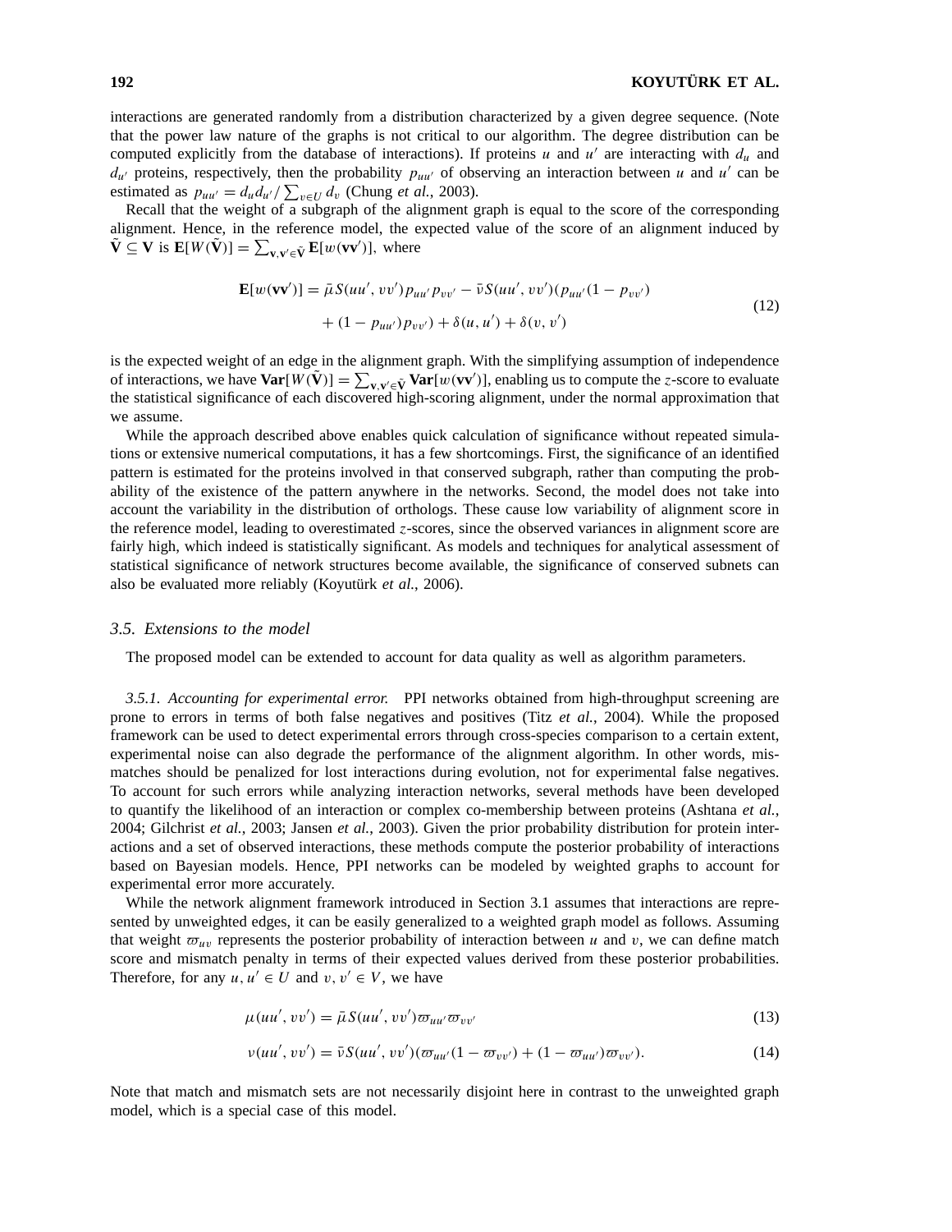interactions are generated randomly from a distribution characterized by a given degree sequence. (Note that the power law nature of the graphs is not critical to our algorithm. The degree distribution can be computed explicitly from the database of interactions). If proteins $u$ and $u'$ are interacting with $d_u$ and $d_{u'}$ proteins, respectively, then the probability $p_{uu'}$ of observing an interaction between $u$ and $u'$ can be estimated as $p_{uu'} = d_u d_{u'} / \sum_{v \in U} d_v$ (Chung *et al.*, 2003).

Recall that the weight of a subgraph of the alignment graph is equal to the score of the corresponding alignment. Hence, in the reference model, the expected value of the score of an alignment induced by $\tilde{\mathbf{V}} \subseteq \mathbf{V}$ is $\mathbf{E}[W(\tilde{\mathbf{V}})] = \sum_{\mathbf{v},\mathbf{v}' \in \tilde{\mathbf{V}}} \mathbf{E}[w(\mathbf{v}\mathbf{v}')]$, where

$$\mathbf{E}[w(\mathbf{v}\mathbf{v}')] = \bar{\mu} S(uu', vv') p_{uu'} p_{vv'} - \bar{\nu} S(uu', vv')(p_{uu'}(1 - p_{vv'}) + (1 - p_{uu'}) p_{vv'}) + \delta(u, u') + \delta(v, v') \tag{12}$$

is the expected weight of an edge in the alignment graph. With the simplifying assumption of independence of interactions, we have $\mathbf{Var}[W(\tilde{\mathbf{V}})] = \sum_{\mathbf{v},\mathbf{v}' \in \tilde{\mathbf{V}}} \mathbf{Var}[w(\mathbf{v}\mathbf{v}')]$, enabling us to compute the $z$-score to evaluate the statistical significance of each discovered high-scoring alignment, under the normal approximation that we assume.

While the approach described above enables quick calculation of significance without repeated simulations or extensive numerical computations, it has a few shortcomings. First, the significance of an identified pattern is estimated for the proteins involved in that conserved subgraph, rather than computing the probability of the existence of the pattern anywhere in the networks. Second, the model does not take into account the variability in the distribution of orthologs. These cause low variability of alignment score in the reference model, leading to overestimated $z$-scores, since the observed variances in alignment score are fairly high, which indeed is statistically significant. As models and techniques for analytical assessment of statistical significance of network structures become available, the significance of conserved subnets can also be evaluated more reliably (Koyutürk *et al.*, 2006).

### *3.5. Extensions to the model*

The proposed model can be extended to account for data quality as well as algorithm parameters.

*3.5.1. Accounting for experimental error.* PPI networks obtained from high-throughput screening are prone to errors in terms of both false negatives and positives (Titz *et al.*, 2004). While the proposed framework can be used to detect experimental errors through cross-species comparison to a certain extent, experimental noise can also degrade the performance of the alignment algorithm. In other words, mismatches should be penalized for lost interactions during evolution, not for experimental false negatives. To account for such errors while analyzing interaction networks, several methods have been developed to quantify the likelihood of an interaction or complex co-membership between proteins (Ashtana *et al.*, 2004; Gilchrist *et al.*, 2003; Jansen *et al.*, 2003). Given the prior probability distribution for protein interactions and a set of observed interactions, these methods compute the posterior probability of interactions based on Bayesian models. Hence, PPI networks can be modeled by weighted graphs to account for experimental error more accurately.

While the network alignment framework introduced in Section 3.1 assumes that interactions are represented by unweighted edges, it can be easily generalized to a weighted graph model as follows. Assuming that weight $\varpi_{uv}$ represents the posterior probability of interaction between $u$ and $v$, we can define match score and mismatch penalty in terms of their expected values derived from these posterior probabilities. Therefore, for any $u, u' \in U$ and $v, v' \in V$, we have

$$\mu(uu', vv') = \bar{\mu} S(uu', vv') \varpi_{uu'} \varpi_{vv'} \tag{13}$$

$$\nu(uu', vv') = \bar{\nu} S(uu', vv')(\varpi_{uu'}(1 - \varpi_{vv'}) + (1 - \varpi_{uu'}) \varpi_{vv'}). \tag{14}$$

Note that match and mismatch sets are not necessarily disjoint here in contrast to the unweighted graph model, which is a special case of this model.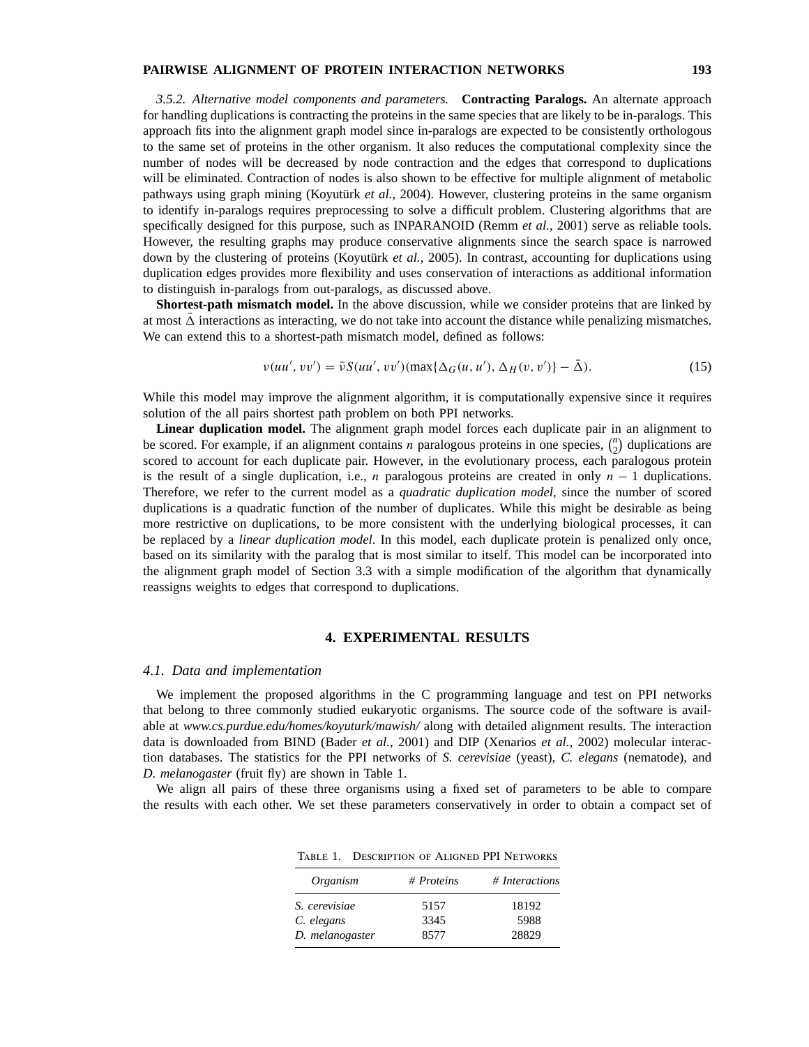*3.5.2. Alternative model components and parameters.* **Contracting Paralogs.** An alternate approach for handling duplications is contracting the proteins in the same species that are likely to be in-paralogs. This approach fits into the alignment graph model since in-paralogs are expected to be consistently orthologous to the same set of proteins in the other organism. It also reduces the computational complexity since the number of nodes will be decreased by node contraction and the edges that correspond to duplications will be eliminated. Contraction of nodes is also shown to be effective for multiple alignment of metabolic pathways using graph mining (Koyutürk *et al.*, 2004). However, clustering proteins in the same organism to identify in-paralogs requires preprocessing to solve a difficult problem. Clustering algorithms that are specifically designed for this purpose, such as INPARANOID (Remm *et al.*, 2001) serve as reliable tools. However, the resulting graphs may produce conservative alignments since the search space is narrowed down by the clustering of proteins (Koyutürk *et al.*, 2005). In contrast, accounting for duplications using duplication edges provides more flexibility and uses conservation of interactions as additional information to distinguish in-paralogs from out-paralogs, as discussed above.

**Shortest-path mismatch model.** In the above discussion, while we consider proteins that are linked by at most $\bar{\Delta}$ interactions as interacting, we do not take into account the distance while penalizing mismatches. We can extend this to a shortest-path mismatch model, defined as follows:

$$\nu(uu', vv') = \bar{\nu} S(uu', vv')(\max\{\Delta_G(u, u'), \Delta_H(v, v')\} - \bar{\Delta}). \tag{15}$$

While this model may improve the alignment algorithm, it is computationally expensive since it requires solution of the all pairs shortest path problem on both PPI networks.

**Linear duplication model.** The alignment graph model forces each duplicate pair in an alignment to be scored. For example, if an alignment contains $n$ paralogous proteins in one species, $\binom{n}{2}$ duplications are scored to account for each duplicate pair. However, in the evolutionary process, each paralogous protein is the result of a single duplication, i.e., $n$ paralogous proteins are created in only $n - 1$ duplications. Therefore, we refer to the current model as a *quadratic duplication model*, since the number of scored duplications is a quadratic function of the number of duplicates. While this might be desirable as being more restrictive on duplications, to be more consistent with the underlying biological processes, it can be replaced by a *linear duplication model*. In this model, each duplicate protein is penalized only once, based on its similarity with the paralog that is most similar to itself. This model can be incorporated into the alignment graph model of Section 3.3 with a simple modification of the algorithm that dynamically reassigns weights to edges that correspond to duplications.

## 4. EXPERIMENTAL RESULTS

### *4.1. Data and implementation*

We implement the proposed algorithms in the C programming language and test on PPI networks that belong to three commonly studied eukaryotic organisms. The source code of the software is available at *www.cs.purdue.edu/homes/koyuturk/mawish/* along with detailed alignment results. The interaction data is downloaded from BIND (Bader *et al.*, 2001) and DIP (Xenarios *et al.*, 2002) molecular interaction databases. The statistics for the PPI networks of *S. cerevisiae* (yeast), *C. elegans* (nematode), and *D. melanogaster* (fruit fly) are shown in Table 1.

We align all pairs of these three organisms using a fixed set of parameters to be able to compare the results with each other. We set these parameters conservatively in order to obtain a compact set of

TABLE 1. DESCRIPTION OF ALIGNED PPI NETWORKS

| *Organism* | *# Proteins* | *# Interactions* |
|---|---|---|
| *S. cerevisiae* | 5157 | 18192 |
| *C. elegans* | 3345 | 5988 |
| *D. melanogaster* | 8577 | 28829 |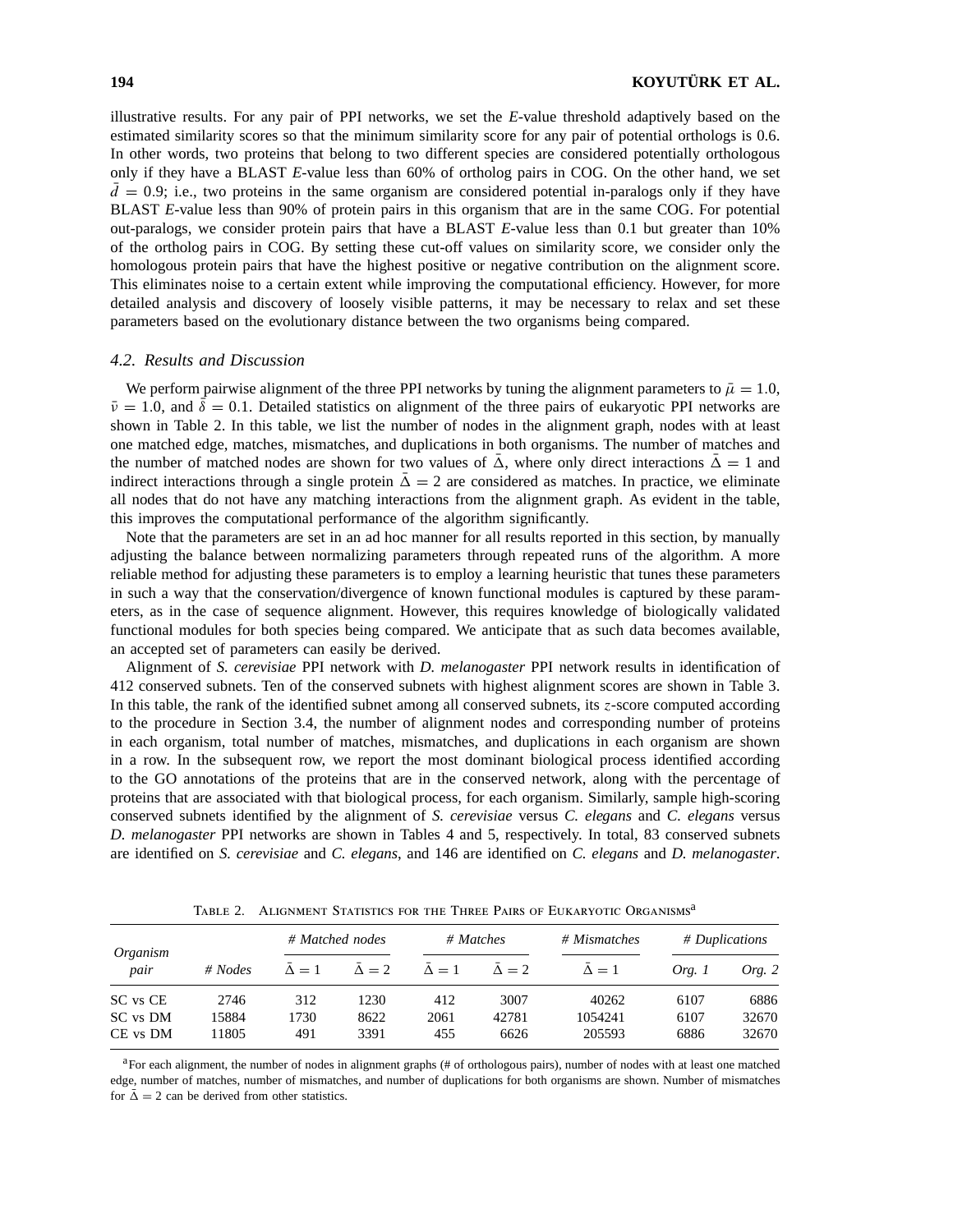illustrative results. For any pair of PPI networks, we set the *E*-value threshold adaptively based on the estimated similarity scores so that the minimum similarity score for any pair of potential orthologs is 0.6. In other words, two proteins that belong to two different species are considered potentially orthologous only if they have a BLAST *E*-value less than 60% of ortholog pairs in COG. On the other hand, we set $\bar{d} = 0.9$; i.e., two proteins in the same organism are considered potential in-paralogs only if they have BLAST *E*-value less than 90% of protein pairs in this organism that are in the same COG. For potential out-paralogs, we consider protein pairs that have a BLAST *E*-value less than 0.1 but greater than 10% of the ortholog pairs in COG. By setting these cut-off values on similarity score, we consider only the homologous protein pairs that have the highest positive or negative contribution on the alignment score. This eliminates noise to a certain extent while improving the computational efficiency. However, for more detailed analysis and discovery of loosely visible patterns, it may be necessary to relax and set these parameters based on the evolutionary distance between the two organisms being compared.

### 4.2. Results and Discussion

We perform pairwise alignment of the three PPI networks by tuning the alignment parameters to $\bar{\mu} = 1.0$, $\bar{\nu} = 1.0$, and $\bar{\delta} = 0.1$. Detailed statistics on alignment of the three pairs of eukaryotic PPI networks are shown in Table 2. In this table, we list the number of nodes in the alignment graph, nodes with at least one matched edge, matches, mismatches, and duplications in both organisms. The number of matches and the number of matched nodes are shown for two values of $\bar{\Delta}$, where only direct interactions $\bar{\Delta} = 1$ and indirect interactions through a single protein $\bar{\Delta} = 2$ are considered as matches. In practice, we eliminate all nodes that do not have any matching interactions from the alignment graph. As evident in the table, this improves the computational performance of the algorithm significantly.

Note that the parameters are set in an ad hoc manner for all results reported in this section, by manually adjusting the balance between normalizing parameters through repeated runs of the algorithm. A more reliable method for adjusting these parameters is to employ a learning heuristic that tunes these parameters in such a way that the conservation/divergence of known functional modules is captured by these parameters, as in the case of sequence alignment. However, this requires knowledge of biologically validated functional modules for both species being compared. We anticipate that as such data becomes available, an accepted set of parameters can easily be derived.

Alignment of *S. cerevisiae* PPI network with *D. melanogaster* PPI network results in identification of 412 conserved subnets. Ten of the conserved subnets with highest alignment scores are shown in Table 3. In this table, the rank of the identified subnet among all conserved subnets, its $z$-score computed according to the procedure in Section 3.4, the number of alignment nodes and corresponding number of proteins in each organism, total number of matches, mismatches, and duplications in each organism are shown in a row. In the subsequent row, we report the most dominant biological process identified according to the GO annotations of the proteins that are in the conserved network, along with the percentage of proteins that are associated with that biological process, for each organism. Similarly, sample high-scoring conserved subnets identified by the alignment of *S. cerevisiae* versus *C. elegans* and *C. elegans* versus *D. melanogaster* PPI networks are shown in Tables 4 and 5, respectively. In total, 83 conserved subnets are identified on *S. cerevisiae* and *C. elegans*, and 146 are identified on *C. elegans* and *D. melanogaster*.

Table 2. Alignment Statistics for the Three Pairs of Eukaryotic Organisms[a]

| *Organism pair* | *# Nodes* | *# Matched nodes* | | *# Matches* | | *# Mismatches* | *# Duplications* | |
|---|---|---|---|---|---|---|---|---|
| | | $\bar{\Delta} = 1$ | $\bar{\Delta} = 2$ | $\bar{\Delta} = 1$ | $\bar{\Delta} = 2$ | $\bar{\Delta} = 1$ | *Org. 1* | *Org. 2* |
| SC vs CE | 2746 | 312 | 1230 | 412 | 3007 | 40262 | 6107 | 6886 |
| SC vs DM | 15884 | 1730 | 8622 | 2061 | 42781 | 1054241 | 6107 | 32670 |
| CE vs DM | 11805 | 491 | 3391 | 455 | 6626 | 205593 | 6886 | 32670 |

[a]For each alignment, the number of nodes in alignment graphs (# of orthologous pairs), number of nodes with at least one matched edge, number of matches, number of mismatches, and number of duplications for both organisms are shown. Number of mismatches for $\bar{\Delta} = 2$ can be derived from other statistics.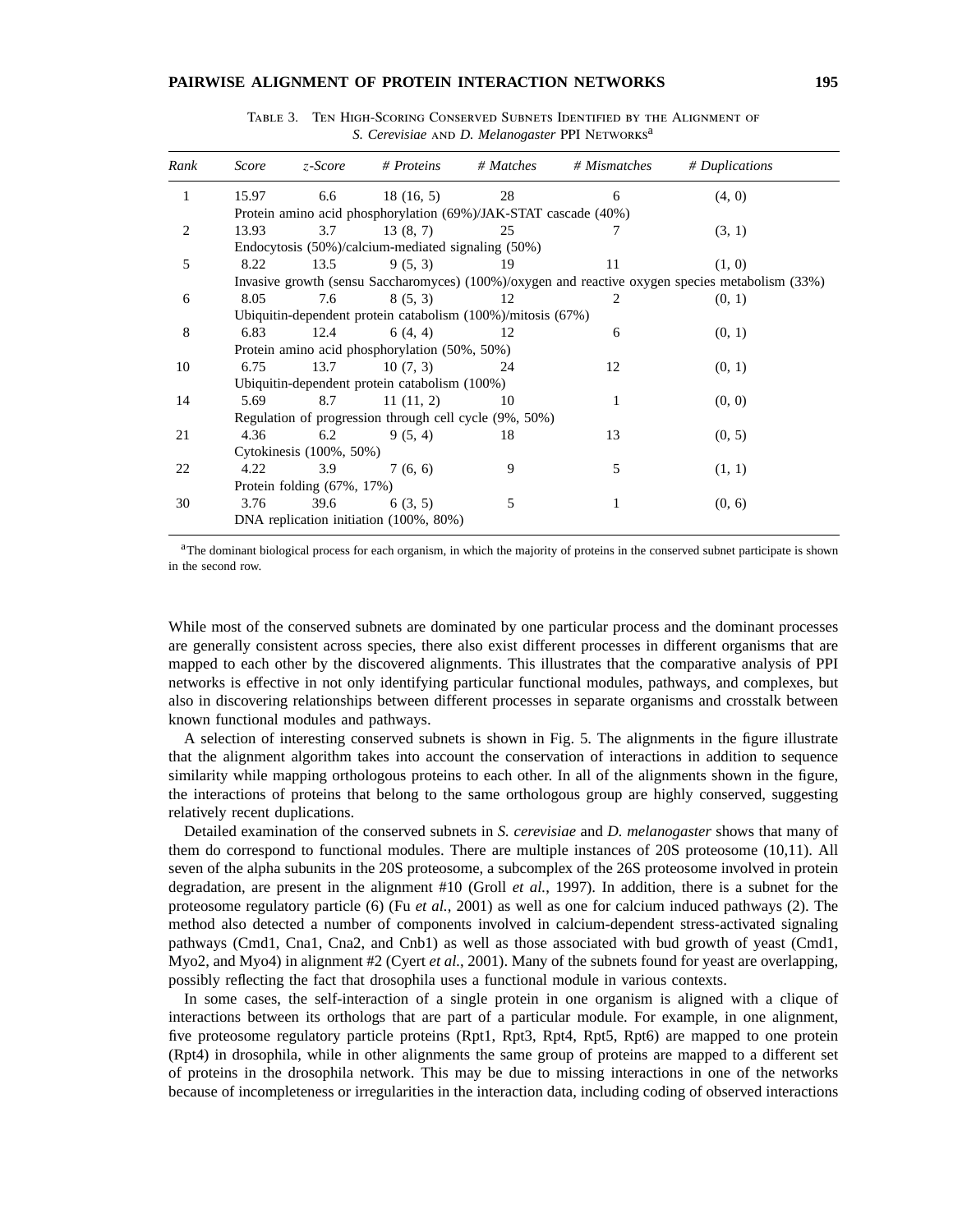Table 3. Ten High-Scoring Conserved Subnets Identified by the Alignment of *S. Cerevisiae* and *D. Melanogaster* PPI Networks[a]

| *Rank* | *Score* | *z-Score* | *# Proteins* | *# Matches* | *# Mismatches* | *# Duplications* |
|---|---|---|---|---|---|---|
| 1 | 15.97 | 6.6 | 18 (16, 5) | 28 | 6 | (4, 0) |
| | Protein amino acid phosphorylation (69%)/JAK-STAT cascade (40%) | | | | | |
| 2 | 13.93 | 3.7 | 13 (8, 7) | 25 | 7 | (3, 1) |
| | Endocytosis (50%)/calcium-mediated signaling (50%) | | | | | |
| 5 | 8.22 | 13.5 | 9 (5, 3) | 19 | 11 | (1, 0) |
| | Invasive growth (sensu Saccharomyces) (100%)/oxygen and reactive oxygen species metabolism (33%) | | | | | |
| 6 | 8.05 | 7.6 | 8 (5, 3) | 12 | 2 | (0, 1) |
| | Ubiquitin-dependent protein catabolism (100%)/mitosis (67%) | | | | | |
| 8 | 6.83 | 12.4 | 6 (4, 4) | 12 | 6 | (0, 1) |
| | Protein amino acid phosphorylation (50%, 50%) | | | | | |
| 10 | 6.75 | 13.7 | 10 (7, 3) | 24 | 12 | (0, 1) |
| | Ubiquitin-dependent protein catabolism (100%) | | | | | |
| 14 | 5.69 | 8.7 | 11 (11, 2) | 10 | 1 | (0, 0) |
| | Regulation of progression through cell cycle (9%, 50%) | | | | | |
| 21 | 4.36 | 6.2 | 9 (5, 4) | 18 | 13 | (0, 5) |
| | Cytokinesis (100%, 50%) | | | | | |
| 22 | 4.22 | 3.9 | 7 (6, 6) | 9 | 5 | (1, 1) |
| | Protein folding (67%, 17%) | | | | | |
| 30 | 3.76 | 39.6 | 6 (3, 5) | 5 | 1 | (0, 6) |
| | DNA replication initiation (100%, 80%) | | | | | |

[a]The dominant biological process for each organism, in which the majority of proteins in the conserved subnet participate is shown in the second row.

While most of the conserved subnets are dominated by one particular process and the dominant processes are generally consistent across species, there also exist different processes in different organisms that are mapped to each other by the discovered alignments. This illustrates that the comparative analysis of PPI networks is effective in not only identifying particular functional modules, pathways, and complexes, but also in discovering relationships between different processes in separate organisms and crosstalk between known functional modules and pathways.

A selection of interesting conserved subnets is shown in Fig. 5. The alignments in the figure illustrate that the alignment algorithm takes into account the conservation of interactions in addition to sequence similarity while mapping orthologous proteins to each other. In all of the alignments shown in the figure, the interactions of proteins that belong to the same orthologous group are highly conserved, suggesting relatively recent duplications.

Detailed examination of the conserved subnets in *S. cerevisiae* and *D. melanogaster* shows that many of them do correspond to functional modules. There are multiple instances of 20S proteosome (10,11). All seven of the alpha subunits in the 20S proteosome, a subcomplex of the 26S proteosome involved in protein degradation, are present in the alignment #10 (Groll *et al.*, 1997). In addition, there is a subnet for the proteosome regulatory particle (6) (Fu *et al.*, 2001) as well as one for calcium induced pathways (2). The method also detected a number of components involved in calcium-dependent stress-activated signaling pathways (Cmd1, Cna1, Cna2, and Cnb1) as well as those associated with bud growth of yeast (Cmd1, Myo2, and Myo4) in alignment #2 (Cyert *et al.*, 2001). Many of the subnets found for yeast are overlapping, possibly reflecting the fact that drosophila uses a functional module in various contexts.

In some cases, the self-interaction of a single protein in one organism is aligned with a clique of interactions between its orthologs that are part of a particular module. For example, in one alignment, five proteosome regulatory particle proteins (Rpt1, Rpt3, Rpt4, Rpt5, Rpt6) are mapped to one protein (Rpt4) in drosophila, while in other alignments the same group of proteins are mapped to a different set of proteins in the drosophila network. This may be due to missing interactions in one of the networks because of incompleteness or irregularities in the interaction data, including coding of observed interactions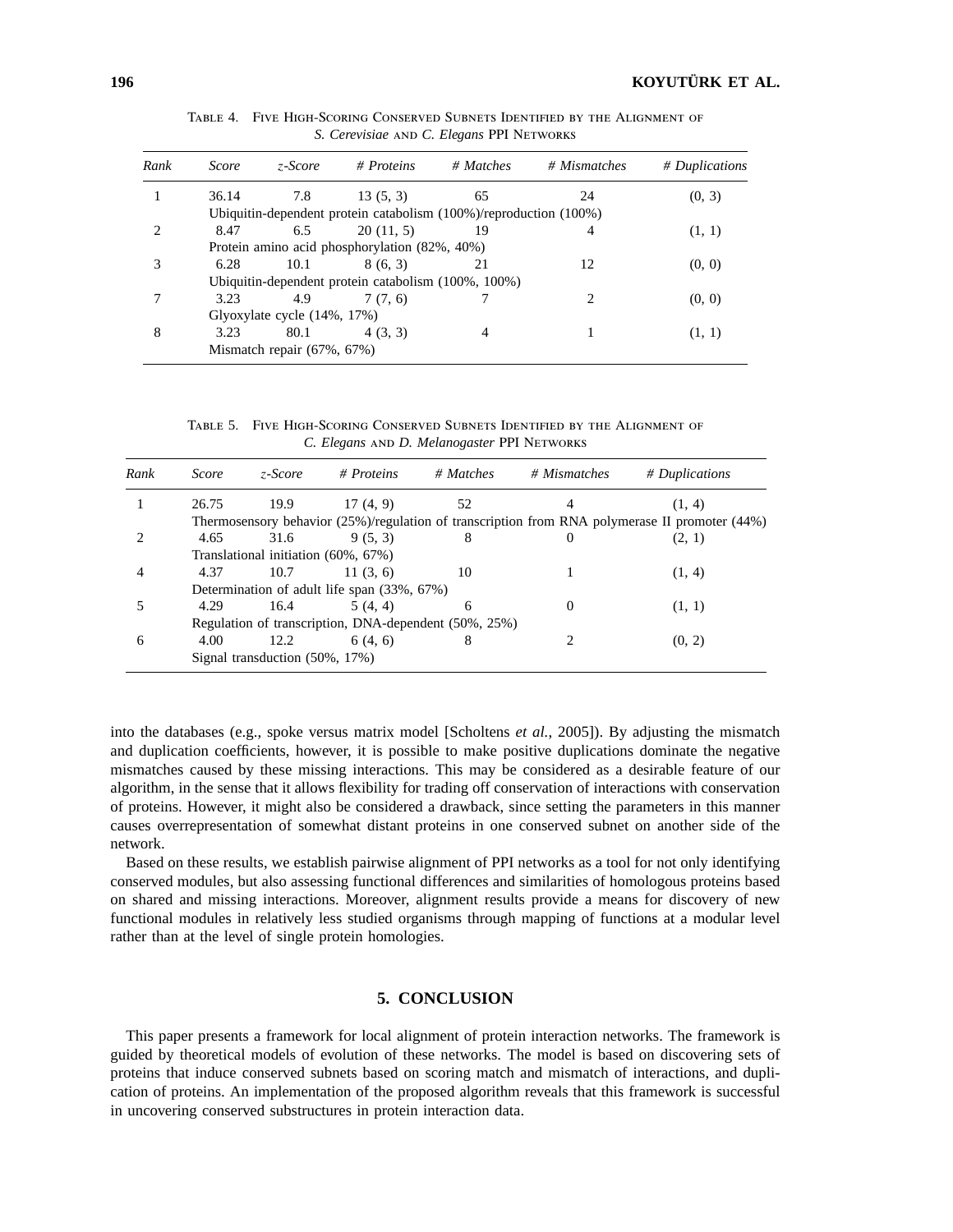TABLE 4. FIVE HIGH-SCORING CONSERVED SUBNETS IDENTIFIED BY THE ALIGNMENT OF *S. Cerevisiae* AND *C. Elegans* PPI NETWORKS

| *Rank* | *Score* | *z-Score* | *# Proteins* | *# Matches* | *# Mismatches* | *# Duplications* |
|---|---|---|---|---|---|---|
| 1 | 36.14 | 7.8 | 13 (5, 3) | 65 | 24 | (0, 3) |
| | Ubiquitin-dependent protein catabolism (100%)/reproduction (100%) | | | | | |
| 2 | 8.47 | 6.5 | 20 (11, 5) | 19 | 4 | (1, 1) |
| | Protein amino acid phosphorylation (82%, 40%) | | | | | |
| 3 | 6.28 | 10.1 | 8 (6, 3) | 21 | 12 | (0, 0) |
| | Ubiquitin-dependent protein catabolism (100%, 100%) | | | | | |
| 7 | 3.23 | 4.9 | 7 (7, 6) | 7 | 2 | (0, 0) |
| | Glyoxylate cycle (14%, 17%) | | | | | |
| 8 | 3.23 | 80.1 | 4 (3, 3) | 4 | 1 | (1, 1) |
| | Mismatch repair (67%, 67%) | | | | | |

TABLE 5. FIVE HIGH-SCORING CONSERVED SUBNETS IDENTIFIED BY THE ALIGNMENT OF *C. Elegans* AND *D. Melanogaster* PPI NETWORKS

| *Rank* | *Score* | *z-Score* | *# Proteins* | *# Matches* | *# Mismatches* | *# Duplications* |
|---|---|---|---|---|---|---|
| 1 | 26.75 | 19.9 | 17 (4, 9) | 52 | 4 | (1, 4) |
| | Thermosensory behavior (25%)/regulation of transcription from RNA polymerase II promoter (44%) | | | | | |
| 2 | 4.65 | 31.6 | 9 (5, 3) | 8 | 0 | (2, 1) |
| | Translational initiation (60%, 67%) | | | | | |
| 4 | 4.37 | 10.7 | 11 (3, 6) | 10 | 1 | (1, 4) |
| | Determination of adult life span (33%, 67%) | | | | | |
| 5 | 4.29 | 16.4 | 5 (4, 4) | 6 | 0 | (1, 1) |
| | Regulation of transcription, DNA-dependent (50%, 25%) | | | | | |
| 6 | 4.00 | 12.2 | 6 (4, 6) | 8 | 2 | (0, 2) |
| | Signal transduction (50%, 17%) | | | | | |

into the databases (e.g., spoke versus matrix model [Scholtens *et al.*, 2005]). By adjusting the mismatch and duplication coefficients, however, it is possible to make positive duplications dominate the negative mismatches caused by these missing interactions. This may be considered as a desirable feature of our algorithm, in the sense that it allows flexibility for trading off conservation of interactions with conservation of proteins. However, it might also be considered a drawback, since setting the parameters in this manner causes overrepresentation of somewhat distant proteins in one conserved subnet on another side of the network.

Based on these results, we establish pairwise alignment of PPI networks as a tool for not only identifying conserved modules, but also assessing functional differences and similarities of homologous proteins based on shared and missing interactions. Moreover, alignment results provide a means for discovery of new functional modules in relatively less studied organisms through mapping of functions at a modular level rather than at the level of single protein homologies.

## 5. CONCLUSION

This paper presents a framework for local alignment of protein interaction networks. The framework is guided by theoretical models of evolution of these networks. The model is based on discovering sets of proteins that induce conserved subnets based on scoring match and mismatch of interactions, and duplication of proteins. An implementation of the proposed algorithm reveals that this framework is successful in uncovering conserved substructures in protein interaction data.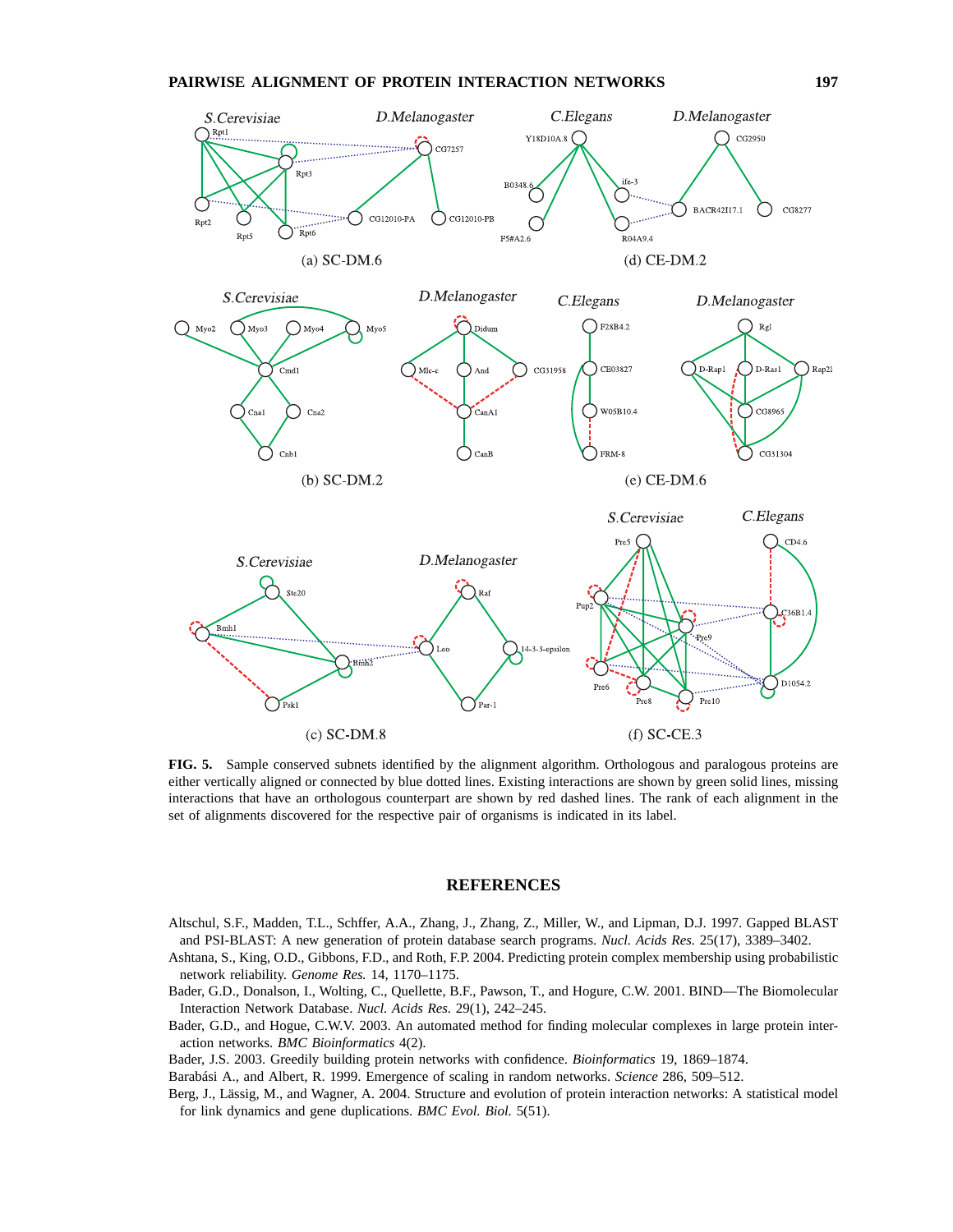**FIG. 5.** Sample conserved subnets identified by the alignment algorithm. Orthologous and paralogous proteins are either vertically aligned or connected by blue dotted lines. Existing interactions are shown by green solid lines, missing interactions that have an orthologous counterpart are shown by red dashed lines. The rank of each alignment in the set of alignments discovered for the respective pair of organisms is indicated in its label.

## REFERENCES

Altschul, S.F., Madden, T.L., Schffer, A.A., Zhang, J., Zhang, Z., Miller, W., and Lipman, D.J. 1997. Gapped BLAST and PSI-BLAST: A new generation of protein database search programs. *Nucl. Acids Res.* 25(17), 3389–3402.

Ashtana, S., King, O.D., Gibbons, F.D., and Roth, F.P. 2004. Predicting protein complex membership using probabilistic network reliability. *Genome Res.* 14, 1170–1175.

Bader, G.D., Donalson, I., Wolting, C., Quellette, B.F., Pawson, T., and Hogure, C.W. 2001. BIND—The Biomolecular Interaction Network Database. *Nucl. Acids Res.* 29(1), 242–245.

Bader, G.D., and Hogue, C.W.V. 2003. An automated method for finding molecular complexes in large protein interaction networks. *BMC Bioinformatics* 4(2).

Bader, J.S. 2003. Greedily building protein networks with confidence. *Bioinformatics* 19, 1869–1874.

Barabási A., and Albert, R. 1999. Emergence of scaling in random networks. *Science* 286, 509–512.

Berg, J., Lässig, M., and Wagner, A. 2004. Structure and evolution of protein interaction networks: A statistical model for link dynamics and gene duplications. *BMC Evol. Biol.* 5(51).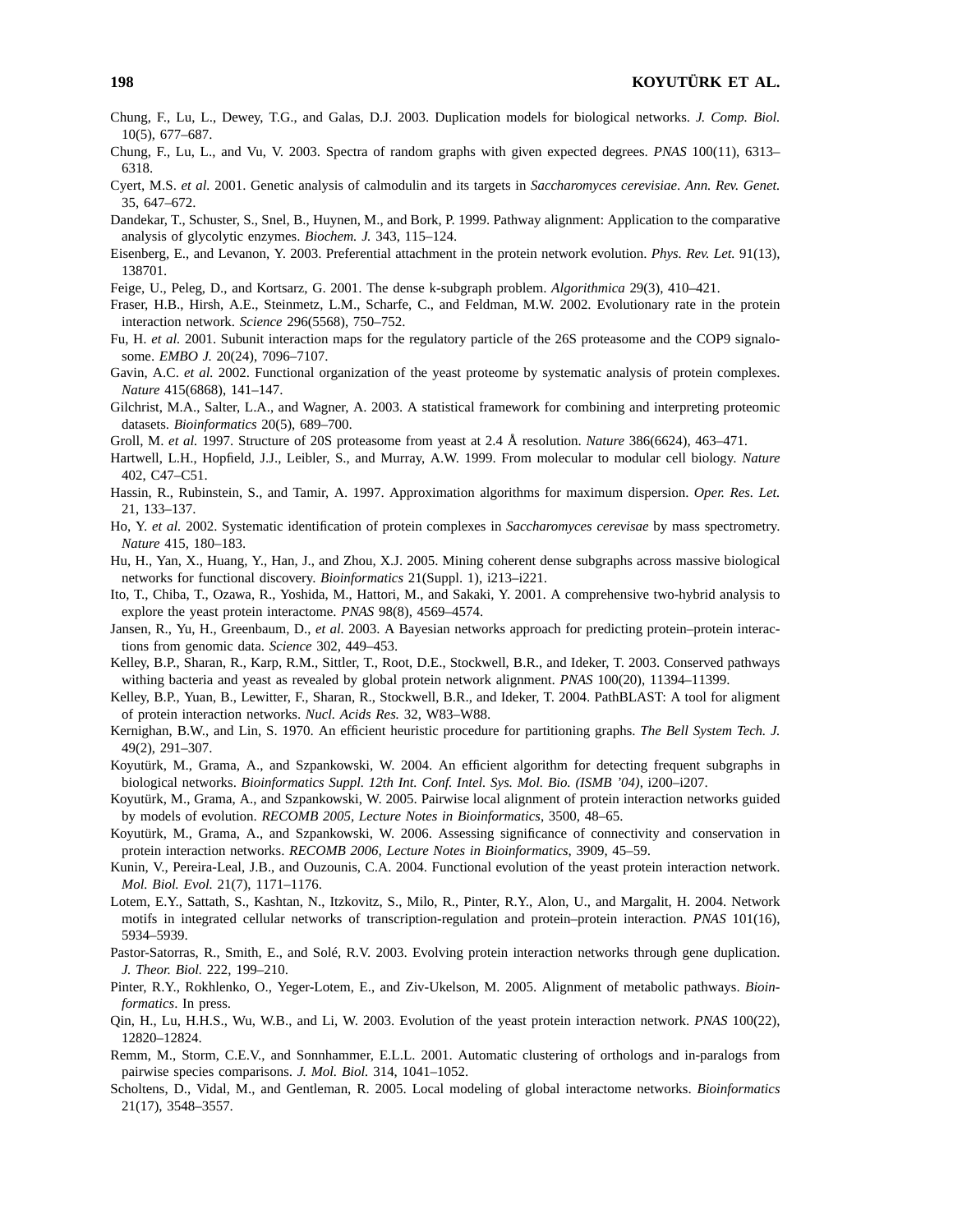Chung, F., Lu, L., Dewey, T.G., and Galas, D.J. 2003. Duplication models for biological networks. *J. Comp. Biol.* 10(5), 677–687.

Chung, F., Lu, L., and Vu, V. 2003. Spectra of random graphs with given expected degrees. *PNAS* 100(11), 6313–6318.

Cyert, M.S. *et al.* 2001. Genetic analysis of calmodulin and its targets in *Saccharomyces cerevisiae*. *Ann. Rev. Genet.* 35, 647–672.

Dandekar, T., Schuster, S., Snel, B., Huynen, M., and Bork, P. 1999. Pathway alignment: Application to the comparative analysis of glycolytic enzymes. *Biochem. J.* 343, 115–124.

Eisenberg, E., and Levanon, Y. 2003. Preferential attachment in the protein network evolution. *Phys. Rev. Let.* 91(13), 138701.

Feige, U., Peleg, D., and Kortsarz, G. 2001. The dense k-subgraph problem. *Algorithmica* 29(3), 410–421.

Fraser, H.B., Hirsh, A.E., Steinmetz, L.M., Scharfe, C., and Feldman, M.W. 2002. Evolutionary rate in the protein interaction network. *Science* 296(5568), 750–752.

Fu, H. *et al.* 2001. Subunit interaction maps for the regulatory particle of the 26S proteasome and the COP9 signalosome. *EMBO J.* 20(24), 7096–7107.

Gavin, A.C. *et al.* 2002. Functional organization of the yeast proteome by systematic analysis of protein complexes. *Nature* 415(6868), 141–147.

Gilchrist, M.A., Salter, L.A., and Wagner, A. 2003. A statistical framework for combining and interpreting proteomic datasets. *Bioinformatics* 20(5), 689–700.

Groll, M. *et al.* 1997. Structure of 20S proteasome from yeast at 2.4 Å resolution. *Nature* 386(6624), 463–471.

Hartwell, L.H., Hopfield, J.J., Leibler, S., and Murray, A.W. 1999. From molecular to modular cell biology. *Nature* 402, C47–C51.

Hassin, R., Rubinstein, S., and Tamir, A. 1997. Approximation algorithms for maximum dispersion. *Oper. Res. Let.* 21, 133–137.

Ho, Y. *et al.* 2002. Systematic identification of protein complexes in *Saccharomyces cerevisae* by mass spectrometry. *Nature* 415, 180–183.

Hu, H., Yan, X., Huang, Y., Han, J., and Zhou, X.J. 2005. Mining coherent dense subgraphs across massive biological networks for functional discovery. *Bioinformatics* 21(Suppl. 1), i213–i221.

Ito, T., Chiba, T., Ozawa, R., Yoshida, M., Hattori, M., and Sakaki, Y. 2001. A comprehensive two-hybrid analysis to explore the yeast protein interactome. *PNAS* 98(8), 4569–4574.

Jansen, R., Yu, H., Greenbaum, D., *et al.* 2003. A Bayesian networks approach for predicting protein–protein interactions from genomic data. *Science* 302, 449–453.

Kelley, B.P., Sharan, R., Karp, R.M., Sittler, T., Root, D.E., Stockwell, B.R., and Ideker, T. 2003. Conserved pathways withing bacteria and yeast as revealed by global protein network alignment. *PNAS* 100(20), 11394–11399.

Kelley, B.P., Yuan, B., Lewitter, F., Sharan, R., Stockwell, B.R., and Ideker, T. 2004. PathBLAST: A tool for aligment of protein interaction networks. *Nucl. Acids Res.* 32, W83–W88.

Kernighan, B.W., and Lin, S. 1970. An efficient heuristic procedure for partitioning graphs. *The Bell System Tech. J.* 49(2), 291–307.

Koyutürk, M., Grama, A., and Szpankowski, W. 2004. An efficient algorithm for detecting frequent subgraphs in biological networks. *Bioinformatics Suppl. 12th Int. Conf. Intel. Sys. Mol. Bio. (ISMB '04)*, i200–i207.

Koyutürk, M., Grama, A., and Szpankowski, W. 2005. Pairwise local alignment of protein interaction networks guided by models of evolution. *RECOMB 2005, Lecture Notes in Bioinformatics*, 3500, 48–65.

Koyutürk, M., Grama, A., and Szpankowski, W. 2006. Assessing significance of connectivity and conservation in protein interaction networks. *RECOMB 2006, Lecture Notes in Bioinformatics*, 3909, 45–59.

Kunin, V., Pereira-Leal, J.B., and Ouzounis, C.A. 2004. Functional evolution of the yeast protein interaction network. *Mol. Biol. Evol.* 21(7), 1171–1176.

Lotem, E.Y., Sattath, S., Kashtan, N., Itzkovitz, S., Milo, R., Pinter, R.Y., Alon, U., and Margalit, H. 2004. Network motifs in integrated cellular networks of transcription-regulation and protein–protein interaction. *PNAS* 101(16), 5934–5939.

Pastor-Satorras, R., Smith, E., and Solé, R.V. 2003. Evolving protein interaction networks through gene duplication. *J. Theor. Biol.* 222, 199–210.

Pinter, R.Y., Rokhlenko, O., Yeger-Lotem, E., and Ziv-Ukelson, M. 2005. Alignment of metabolic pathways. *Bioinformatics*. In press.

Qin, H., Lu, H.H.S., Wu, W.B., and Li, W. 2003. Evolution of the yeast protein interaction network. *PNAS* 100(22), 12820–12824.

Remm, M., Storm, C.E.V., and Sonnhammer, E.L.L. 2001. Automatic clustering of orthologs and in-paralogs from pairwise species comparisons. *J. Mol. Biol.* 314, 1041–1052.

Scholtens, D., Vidal, M., and Gentleman, R. 2005. Local modeling of global interactome networks. *Bioinformatics* 21(17), 3548–3557.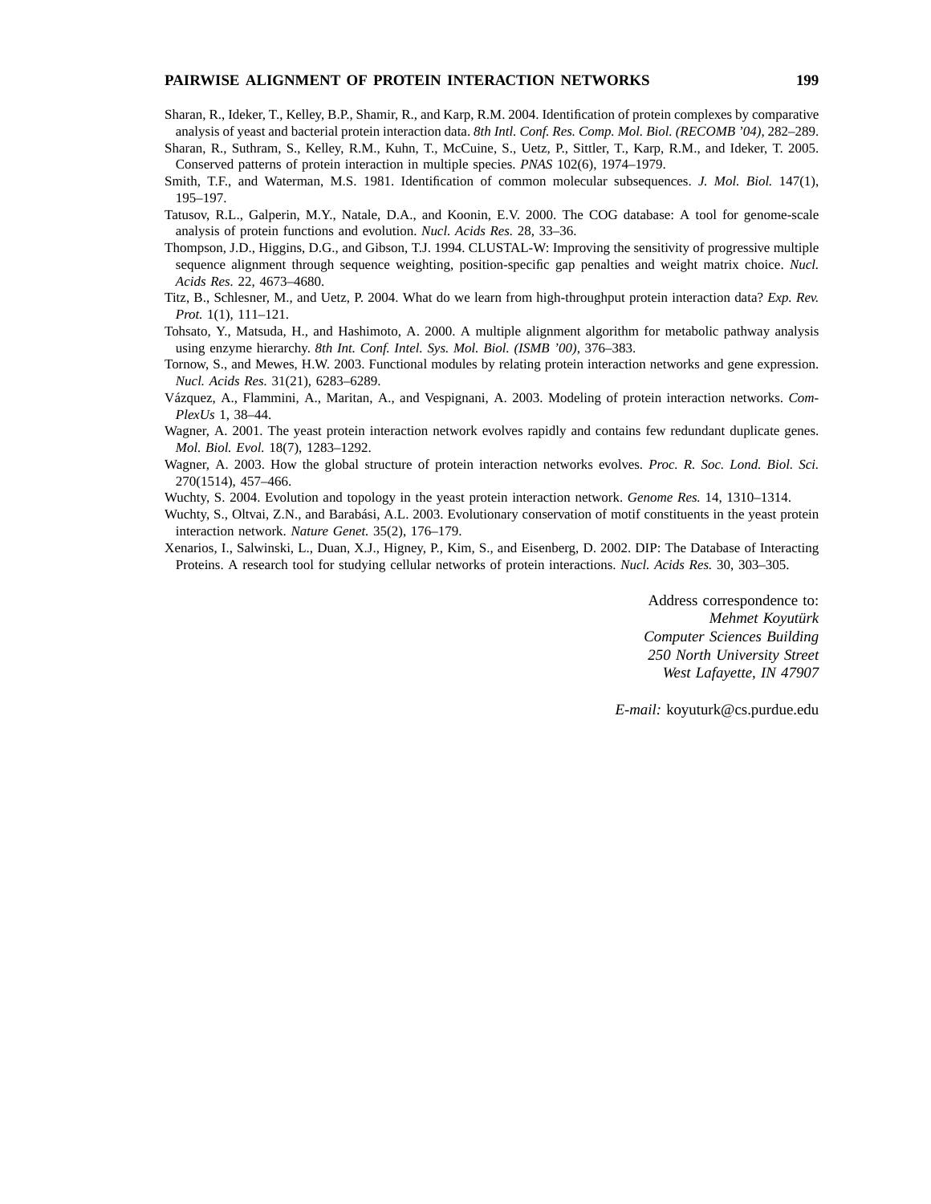Sharan, R., Ideker, T., Kelley, B.P., Shamir, R., and Karp, R.M. 2004. Identification of protein complexes by comparative analysis of yeast and bacterial protein interaction data. *8th Intl. Conf. Res. Comp. Mol. Biol. (RECOMB '04)*, 282–289.

Sharan, R., Suthram, S., Kelley, R.M., Kuhn, T., McCuine, S., Uetz, P., Sittler, T., Karp, R.M., and Ideker, T. 2005. Conserved patterns of protein interaction in multiple species. *PNAS* 102(6), 1974–1979.

Smith, T.F., and Waterman, M.S. 1981. Identification of common molecular subsequences. *J. Mol. Biol.* 147(1), 195–197.

Tatusov, R.L., Galperin, M.Y., Natale, D.A., and Koonin, E.V. 2000. The COG database: A tool for genome-scale analysis of protein functions and evolution. *Nucl. Acids Res.* 28, 33–36.

Thompson, J.D., Higgins, D.G., and Gibson, T.J. 1994. CLUSTAL-W: Improving the sensitivity of progressive multiple sequence alignment through sequence weighting, position-specific gap penalties and weight matrix choice. *Nucl. Acids Res.* 22, 4673–4680.

Titz, B., Schlesner, M., and Uetz, P. 2004. What do we learn from high-throughput protein interaction data? *Exp. Rev. Prot.* 1(1), 111–121.

Tohsato, Y., Matsuda, H., and Hashimoto, A. 2000. A multiple alignment algorithm for metabolic pathway analysis using enzyme hierarchy. *8th Int. Conf. Intel. Sys. Mol. Biol. (ISMB '00)*, 376–383.

Tornow, S., and Mewes, H.W. 2003. Functional modules by relating protein interaction networks and gene expression. *Nucl. Acids Res.* 31(21), 6283–6289.

Vázquez, A., Flammini, A., Maritan, A., and Vespignani, A. 2003. Modeling of protein interaction networks. *ComPlexUs* 1, 38–44.

Wagner, A. 2001. The yeast protein interaction network evolves rapidly and contains few redundant duplicate genes. *Mol. Biol. Evol.* 18(7), 1283–1292.

Wagner, A. 2003. How the global structure of protein interaction networks evolves. *Proc. R. Soc. Lond. Biol. Sci.* 270(1514), 457–466.

Wuchty, S. 2004. Evolution and topology in the yeast protein interaction network. *Genome Res.* 14, 1310–1314.

Wuchty, S., Oltvai, Z.N., and Barabási, A.L. 2003. Evolutionary conservation of motif constituents in the yeast protein interaction network. *Nature Genet.* 35(2), 176–179.

Xenarios, I., Salwinski, L., Duan, X.J., Higney, P., Kim, S., and Eisenberg, D. 2002. DIP: The Database of Interacting Proteins. A research tool for studying cellular networks of protein interactions. *Nucl. Acids Res.* 30, 303–305.

Address correspondence to:
*Mehmet Koyutürk*
*Computer Sciences Building*
*250 North University Street*
*West Lafayette, IN 47907*

*E-mail:* koyuturk@cs.purdue.edu